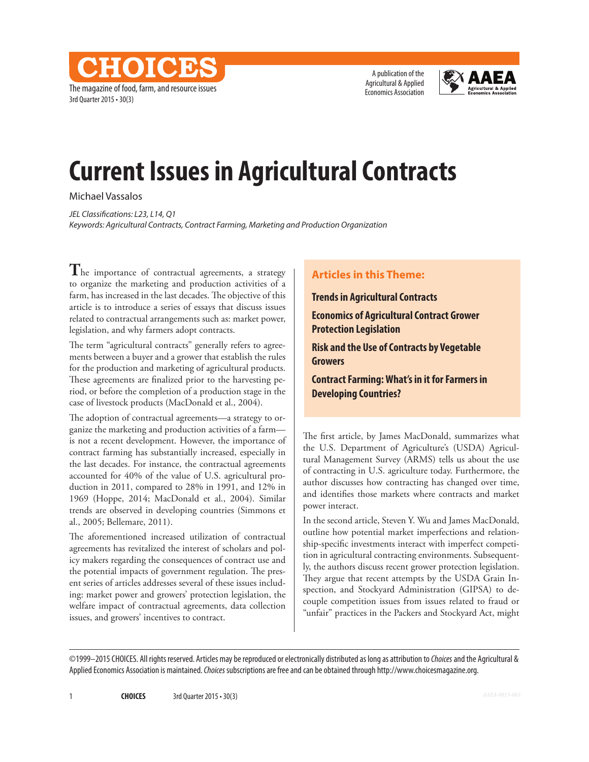# Current Issues in Agricultural Contracts

Michael Vassalos

*JEL Classifications: L23, L14, Q1*
*Keywords: Agricultural Contracts, Contract Farming, Marketing and Production Organization*

The importance of contractual agreements, a strategy to organize the marketing and production activities of a farm, has increased in the last decades. The objective of this article is to introduce a series of essays that discuss issues related to contractual arrangements such as: market power, legislation, and why farmers adopt contracts.

The term "agricultural contracts" generally refers to agreements between a buyer and a grower that establish the rules for the production and marketing of agricultural products. These agreements are finalized prior to the harvesting period, or before the completion of a production stage in the case of livestock products (MacDonald et al., 2004).

The adoption of contractual agreements—a strategy to organize the marketing and production activities of a farm—is not a recent development. However, the importance of contract farming has substantially increased, especially in the last decades. For instance, the contractual agreements accounted for 40% of the value of U.S. agricultural production in 2011, compared to 28% in 1991, and 12% in 1969 (Hoppe, 2014; MacDonald et al., 2004). Similar trends are observed in developing countries (Simmons et al., 2005; Bellemare, 2011).

The aforementioned increased utilization of contractual agreements has revitalized the interest of scholars and policy makers regarding the consequences of contract use and the potential impacts of government regulation. The present series of articles addresses several of these issues including: market power and growers' protection legislation, the welfare impact of contractual agreements, data collection issues, and growers' incentives to contract.

**Articles in this Theme:**

**Trends in Agricultural Contracts**

**Economics of Agricultural Contract Grower Protection Legislation**

**Risk and the Use of Contracts by Vegetable Growers**

**Contract Farming: What's in it for Farmers in Developing Countries?**

The first article, by James MacDonald, summarizes what the U.S. Department of Agriculture's (USDA) Agricultural Management Survey (ARMS) tells us about the use of contracting in U.S. agriculture today. Furthermore, the author discusses how contracting has changed over time, and identifies those markets where contracts and market power interact.

In the second article, Steven Y. Wu and James MacDonald, outline how potential market imperfections and relationship-specific investments interact with imperfect competition in agricultural contracting environments. Subsequently, the authors discuss recent grower protection legislation. They argue that recent attempts by the USDA Grain Inspection, and Stockyard Administration (GIPSA) to decouple competition issues from issues related to fraud or "unfair" practices in the Packers and Stockyard Act, might

©1999–2015 CHOICES. All rights reserved. Articles may be reproduced or electronically distributed as long as attribution to *Choices* and the Agricultural & Applied Economics Association is maintained. *Choices* subscriptions are free and can be obtained through http://www.choicesmagazine.org.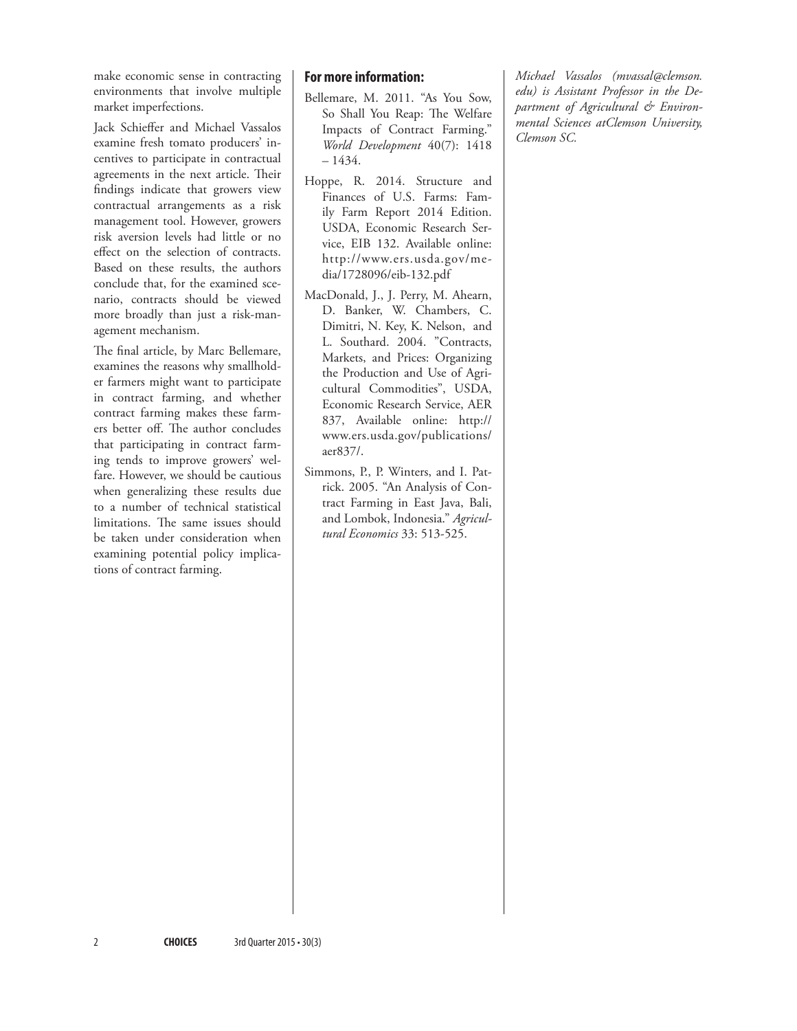make economic sense in contracting environments that involve multiple market imperfections.

Jack Schieffer and Michael Vassalos examine fresh tomato producers' incentives to participate in contractual agreements in the next article. Their findings indicate that growers view contractual arrangements as a risk management tool. However, growers risk aversion levels had little or no effect on the selection of contracts. Based on these results, the authors conclude that, for the examined scenario, contracts should be viewed more broadly than just a risk-management mechanism.

The final article, by Marc Bellemare, examines the reasons why smallholder farmers might want to participate in contract farming, and whether contract farming makes these farmers better off. The author concludes that participating in contract farming tends to improve growers' welfare. However, we should be cautious when generalizing these results due to a number of technical statistical limitations. The same issues should be taken under consideration when examining potential policy implications of contract farming.

## For more information:

Bellemare, M. 2011. "As You Sow, So Shall You Reap: The Welfare Impacts of Contract Farming." *World Development* 40(7): 1418 – 1434.

Hoppe, R. 2014. Structure and Finances of U.S. Farms: Family Farm Report 2014 Edition. USDA, Economic Research Service, EIB 132. Available online: http://www.ers.usda.gov/media/1728096/eib-132.pdf

MacDonald, J., J. Perry, M. Ahearn, D. Banker, W. Chambers, C. Dimitri, N. Key, K. Nelson, and L. Southard. 2004. "Contracts, Markets, and Prices: Organizing the Production and Use of Agricultural Commodities", USDA, Economic Research Service, AER 837, Available online: http://www.ers.usda.gov/publications/aer837/.

Simmons, P., P. Winters, and I. Patrick. 2005. "An Analysis of Contract Farming in East Java, Bali, and Lombok, Indonesia." *Agricultural Economics* 33: 513-525.

*Michael Vassalos (mvassal@clemson.edu) is Assistant Professor in the Department of Agricultural & Environmental Sciences atClemson University, Clemson SC.*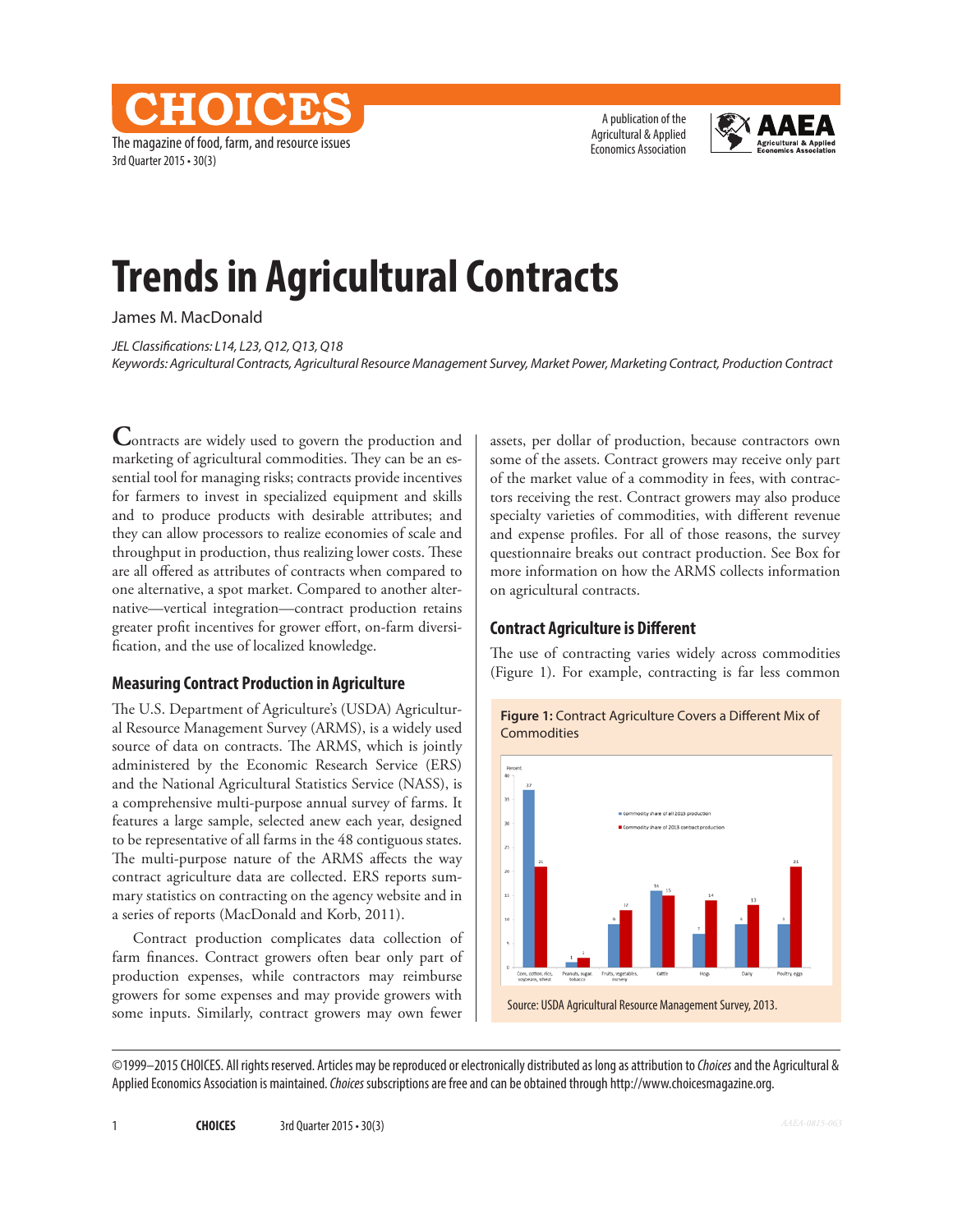# Trends in Agricultural Contracts

James M. MacDonald

*JEL Classifications: L14, L23, Q12, Q13, Q18*
*Keywords: Agricultural Contracts, Agricultural Resource Management Survey, Market Power, Marketing Contract, Production Contract*

Contracts are widely used to govern the production and marketing of agricultural commodities. They can be an essential tool for managing risks; contracts provide incentives for farmers to invest in specialized equipment and skills and to produce products with desirable attributes; and they can allow processors to realize economies of scale and throughput in production, thus realizing lower costs. These are all offered as attributes of contracts when compared to one alternative, a spot market. Compared to another alternative—vertical integration—contract production retains greater profit incentives for grower effort, on-farm diversification, and the use of localized knowledge.

## Measuring Contract Production in Agriculture

The U.S. Department of Agriculture's (USDA) Agricultural Resource Management Survey (ARMS), is a widely used source of data on contracts. The ARMS, which is jointly administered by the Economic Research Service (ERS) and the National Agricultural Statistics Service (NASS), is a comprehensive multi-purpose annual survey of farms. It features a large sample, selected anew each year, designed to be representative of all farms in the 48 contiguous states. The multi-purpose nature of the ARMS affects the way contract agriculture data are collected. ERS reports summary statistics on contracting on the agency website and in a series of reports (MacDonald and Korb, 2011).

Contract production complicates data collection of farm finances. Contract growers often bear only part of production expenses, while contractors may reimburse growers for some expenses and may provide growers with some inputs. Similarly, contract growers may own fewer assets, per dollar of production, because contractors own some of the assets. Contract growers may receive only part of the market value of a commodity in fees, with contractors receiving the rest. Contract growers may also produce specialty varieties of commodities, with different revenue and expense profiles. For all of those reasons, the survey questionnaire breaks out contract production. See Box for more information on how the ARMS collects information on agricultural contracts.

## Contract Agriculture is Different

The use of contracting varies widely across commodities (Figure 1). For example, contracting is far less common

**Figure 1:** Contract Agriculture Covers a Different Mix of Commodities

| Commodity | Commodity share of all 2013 production (Percent) | Commodity share of 2013 contract production (Percent) |
|---|---|---|
| Corn, cotton, rice, soybeans, wheat | 37 | 21 |
| Peanuts, sugar, tobacco | 1 | 2 |
| Fruits, vegetables, nursery | 9 | 12 |
| Cattle | 16 | 15 |
| Hogs | 7 | 14 |
| Dairy | 9 | 13 |
| Poultry, eggs | 9 | 21 |

Source: USDA Agricultural Resource Management Survey, 2013.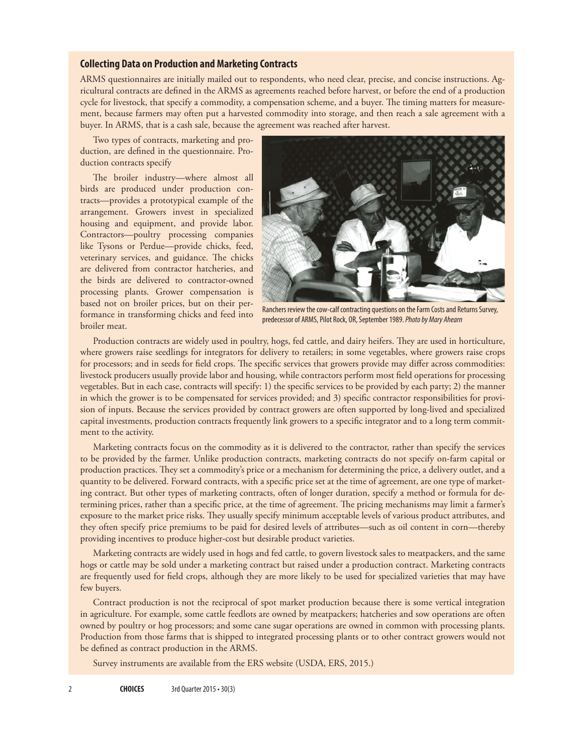### Collecting Data on Production and Marketing Contracts

ARMS questionnaires are initially mailed out to respondents, who need clear, precise, and concise instructions. Agricultural contracts are defined in the ARMS as agreements reached before harvest, or before the end of a production cycle for livestock, that specify a commodity, a compensation scheme, and a buyer. The timing matters for measurement, because farmers may often put a harvested commodity into storage, and then reach a sale agreement with a buyer. In ARMS, that is a cash sale, because the agreement was reached after harvest.

Two types of contracts, marketing and production, are defined in the questionnaire. Production contracts specify

The broiler industry—where almost all birds are produced under production contracts—provides a prototypical example of the arrangement. Growers invest in specialized housing and equipment, and provide labor. Contractors—poultry processing companies like Tysons or Perdue—provide chicks, feed, veterinary services, and guidance. The chicks are delivered from contractor hatcheries, and the birds are delivered to contractor-owned processing plants. Grower compensation is based not on broiler prices, but on their performance in transforming chicks and feed into broiler meat.

Ranchers review the cow-calf contracting questions on the Farm Costs and Returns Survey, predecessor of ARMS, Pilot Rock, OR, September 1989. *Photo by Mary Ahearn*

Production contracts are widely used in poultry, hogs, fed cattle, and dairy heifers. They are used in horticulture, where growers raise seedlings for integrators for delivery to retailers; in some vegetables, where growers raise crops for processors; and in seeds for field crops. The specific services that growers provide may differ across commodities: livestock producers usually provide labor and housing, while contractors perform most field operations for processing vegetables. But in each case, contracts will specify: 1) the specific services to be provided by each party; 2) the manner in which the grower is to be compensated for services provided; and 3) specific contractor responsibilities for provision of inputs. Because the services provided by contract growers are often supported by long-lived and specialized capital investments, production contracts frequently link growers to a specific integrator and to a long term commitment to the activity.

Marketing contracts focus on the commodity as it is delivered to the contractor, rather than specify the services to be provided by the farmer. Unlike production contracts, marketing contracts do not specify on-farm capital or production practices. They set a commodity's price or a mechanism for determining the price, a delivery outlet, and a quantity to be delivered. Forward contracts, with a specific price set at the time of agreement, are one type of marketing contract. But other types of marketing contracts, often of longer duration, specify a method or formula for determining prices, rather than a specific price, at the time of agreement. The pricing mechanisms may limit a farmer's exposure to the market price risks. They usually specify minimum acceptable levels of various product attributes, and they often specify price premiums to be paid for desired levels of attributes—such as oil content in corn—thereby providing incentives to produce higher-cost but desirable product varieties.

Marketing contracts are widely used in hogs and fed cattle, to govern livestock sales to meatpackers, and the same hogs or cattle may be sold under a marketing contract but raised under a production contract. Marketing contracts are frequently used for field crops, although they are more likely to be used for specialized varieties that may have few buyers.

Contract production is not the reciprocal of spot market production because there is some vertical integration in agriculture. For example, some cattle feedlots are owned by meatpackers; hatcheries and sow operations are often owned by poultry or hog processors; and some cane sugar operations are owned in common with processing plants. Production from those farms that is shipped to integrated processing plants or to other contract growers would not be defined as contract production in the ARMS.

Survey instruments are available from the ERS website (USDA, ERS, 2015.)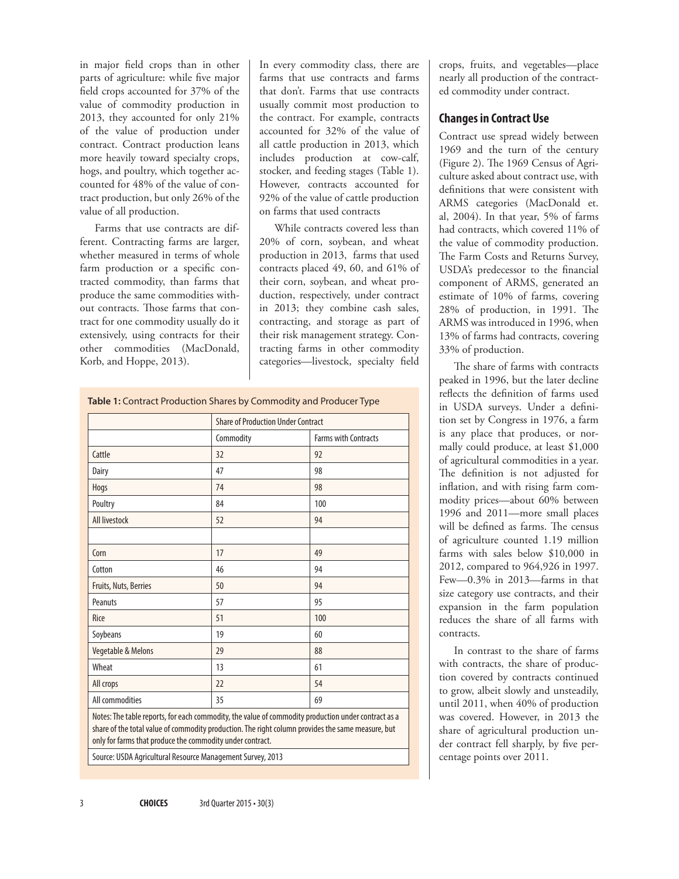in major field crops than in other parts of agriculture: while five major field crops accounted for 37% of the value of commodity production in 2013, they accounted for only 21% of the value of production under contract. Contract production leans more heavily toward specialty crops, hogs, and poultry, which together accounted for 48% of the value of contract production, but only 26% of the value of all production.

Farms that use contracts are different. Contracting farms are larger, whether measured in terms of whole farm production or a specific contracted commodity, than farms that produce the same commodities without contracts. Those farms that contract for one commodity usually do it extensively, using contracts for their other commodities (MacDonald, Korb, and Hoppe, 2013).

In every commodity class, there are farms that use contracts and farms that don't. Farms that use contracts usually commit most production to the contract. For example, contracts accounted for 32% of the value of all cattle production in 2013, which includes production at cow-calf, stocker, and feeding stages (Table 1). However, contracts accounted for 92% of the value of cattle production on farms that used contracts

While contracts covered less than 20% of corn, soybean, and wheat production in 2013, farms that used contracts placed 49, 60, and 61% of their corn, soybean, and wheat production, respectively, under contract in 2013; they combine cash sales, contracting, and storage as part of their risk management strategy. Contracting farms in other commodity categories—livestock, specialty field crops, fruits, and vegetables—place nearly all production of the contracted commodity under contract.

**Table 1:** Contract Production Shares by Commodity and Producer Type

| | Share of Production Under Contract | |
|---|---|---|
| | Commodity | Farms with Contracts |
| Cattle | 32 | 92 |
| Dairy | 47 | 98 |
| Hogs | 74 | 98 |
| Poultry | 84 | 100 |
| All livestock | 52 | 94 |
| | | |
| Corn | 17 | 49 |
| Cotton | 46 | 94 |
| Fruits, Nuts, Berries | 50 | 94 |
| Peanuts | 57 | 95 |
| Rice | 51 | 100 |
| Soybeans | 19 | 60 |
| Vegetable & Melons | 29 | 88 |
| Wheat | 13 | 61 |
| All crops | 22 | 54 |
| All commodities | 35 | 69 |

Notes: The table reports, for each commodity, the value of commodity production under contract as a share of the total value of commodity production. The right column provides the same measure, but only for farms that produce the commodity under contract.

Source: USDA Agricultural Resource Management Survey, 2013

## Changes in Contract Use

Contract use spread widely between 1969 and the turn of the century (Figure 2). The 1969 Census of Agriculture asked about contract use, with definitions that were consistent with ARMS categories (MacDonald et. al, 2004). In that year, 5% of farms had contracts, which covered 11% of the value of commodity production. The Farm Costs and Returns Survey, USDA's predecessor to the financial component of ARMS, generated an estimate of 10% of farms, covering 28% of production, in 1991. The ARMS was introduced in 1996, when 13% of farms had contracts, covering 33% of production.

The share of farms with contracts peaked in 1996, but the later decline reflects the definition of farms used in USDA surveys. Under a definition set by Congress in 1976, a farm is any place that produces, or normally could produce, at least $1,000 of agricultural commodities in a year. The definition is not adjusted for inflation, and with rising farm commodity prices—about 60% between 1996 and 2011—more small places will be defined as farms. The census of agriculture counted 1.19 million farms with sales below $10,000 in 2012, compared to 964,926 in 1997. Few—0.3% in 2013—farms in that size category use contracts, and their expansion in the farm population reduces the share of all farms with contracts.

In contrast to the share of farms with contracts, the share of production covered by contracts continued to grow, albeit slowly and unsteadily, until 2011, when 40% of production was covered. However, in 2013 the share of agricultural production under contract fell sharply, by five percentage points over 2011.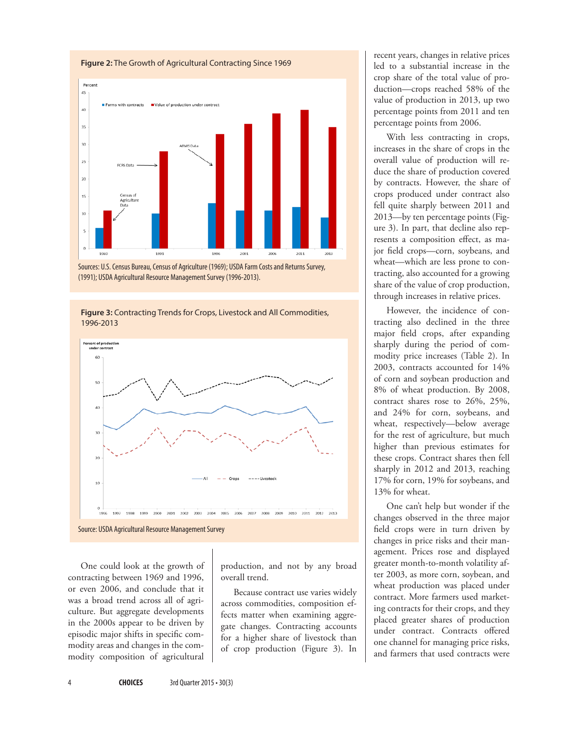**Figure 2:** The Growth of Agricultural Contracting Since 1969

Sources: U.S. Census Bureau, Census of Agriculture (1969); USDA Farm Costs and Returns Survey, (1991); USDA Agricultural Resource Management Survey (1996-2013).

**Figure 3:** Contracting Trends for Crops, Livestock and All Commodities, 1996-2013

Source: USDA Agricultural Resource Management Survey

One could look at the growth of contracting between 1969 and 1996, or even 2006, and conclude that it was a broad trend across all of agriculture. But aggregate developments in the 2000s appear to be driven by episodic major shifts in specific commodity areas and changes in the commodity composition of agricultural production, and not by any broad overall trend.

Because contract use varies widely across commodities, composition effects matter when examining aggregate changes. Contracting accounts for a higher share of livestock than of crop production (Figure 3). In recent years, changes in relative prices led to a substantial increase in the crop share of the total value of production—crops reached 58% of the value of production in 2013, up two percentage points from 2011 and ten percentage points from 2006.

With less contracting in crops, increases in the share of crops in the overall value of production will reduce the share of production covered by contracts. However, the share of crops produced under contract also fell quite sharply between 2011 and 2013—by ten percentage points (Figure 3). In part, that decline also represents a composition effect, as major field crops—corn, soybeans, and wheat—which are less prone to contracting, also accounted for a growing share of the value of crop production, through increases in relative prices.

However, the incidence of contracting also declined in the three major field crops, after expanding sharply during the period of commodity price increases (Table 2). In 2003, contracts accounted for 14% of corn and soybean production and 8% of wheat production. By 2008, contract shares rose to 26%, 25%, and 24% for corn, soybeans, and wheat, respectively—below average for the rest of agriculture, but much higher than previous estimates for these crops. Contract shares then fell sharply in 2012 and 2013, reaching 17% for corn, 19% for soybeans, and 13% for wheat.

One can't help but wonder if the changes observed in the three major field crops were in turn driven by changes in price risks and their management. Prices rose and displayed greater month-to-month volatility after 2003, as more corn, soybean, and wheat production was placed under contract. More farmers used marketing contracts for their crops, and they placed greater shares of production under contract. Contracts offered one channel for managing price risks, and farmers that used contracts were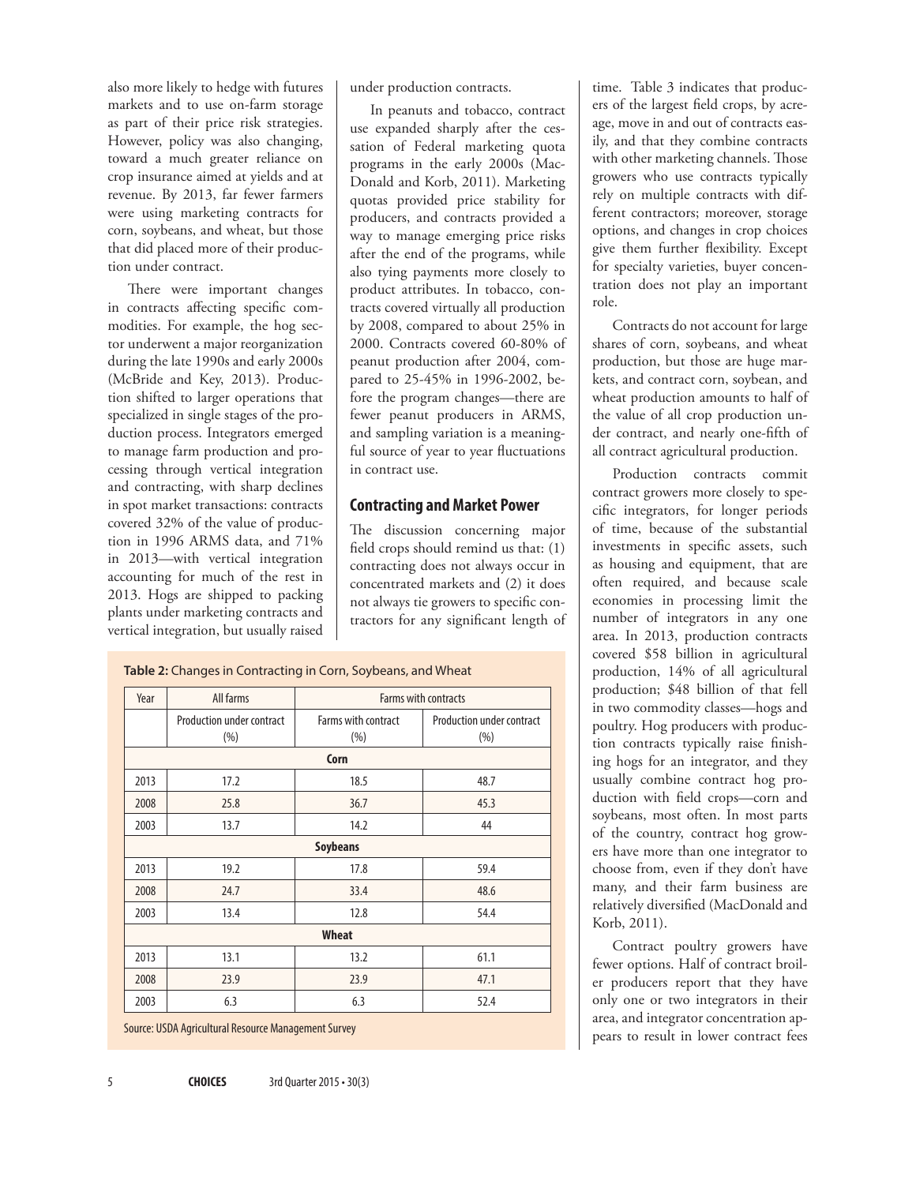also more likely to hedge with futures markets and to use on-farm storage as part of their price risk strategies. However, policy was also changing, toward a much greater reliance on crop insurance aimed at yields and at revenue. By 2013, far fewer farmers were using marketing contracts for corn, soybeans, and wheat, but those that did placed more of their production under contract.

There were important changes in contracts affecting specific commodities. For example, the hog sector underwent a major reorganization during the late 1990s and early 2000s (McBride and Key, 2013). Production shifted to larger operations that specialized in single stages of the production process. Integrators emerged to manage farm production and processing through vertical integration and contracting, with sharp declines in spot market transactions: contracts covered 32% of the value of production in 1996 ARMS data, and 71% in 2013—with vertical integration accounting for much of the rest in 2013. Hogs are shipped to packing plants under marketing contracts and vertical integration, but usually raised under production contracts.

In peanuts and tobacco, contract use expanded sharply after the cessation of Federal marketing quota programs in the early 2000s (MacDonald and Korb, 2011). Marketing quotas provided price stability for producers, and contracts provided a way to manage emerging price risks after the end of the programs, while also tying payments more closely to product attributes. In tobacco, contracts covered virtually all production by 2008, compared to about 25% in 2000. Contracts covered 60-80% of peanut production after 2004, compared to 25-45% in 1996-2002, before the program changes—there are fewer peanut producers in ARMS, and sampling variation is a meaningful source of year to year fluctuations in contract use.

## Contracting and Market Power

The discussion concerning major field crops should remind us that: (1) contracting does not always occur in concentrated markets and (2) it does not always tie growers to specific contractors for any significant length of time. Table 3 indicates that producers of the largest field crops, by acreage, move in and out of contracts easily, and that they combine contracts with other marketing channels. Those growers who use contracts typically rely on multiple contracts with different contractors; moreover, storage options, and changes in crop choices give them further flexibility. Except for specialty varieties, buyer concentration does not play an important role.

Contracts do not account for large shares of corn, soybeans, and wheat production, but those are huge markets, and contract corn, soybean, and wheat production amounts to half of the value of all crop production under contract, and nearly one-fifth of all contract agricultural production.

Production contracts commit contract growers more closely to specific integrators, for longer periods of time, because of the substantial investments in specific assets, such as housing and equipment, that are often required, and because scale economies in processing limit the number of integrators in any one area. In 2013, production contracts covered $58 billion in agricultural production, 14% of all agricultural production; $48 billion of that fell in two commodity classes—hogs and poultry. Hog producers with production contracts typically raise finishing hogs for an integrator, and they usually combine contract hog production with field crops—corn and soybeans, most often. In most parts of the country, contract hog growers have more than one integrator to choose from, even if they don't have many, and their farm business are relatively diversified (MacDonald and Korb, 2011).

Contract poultry growers have fewer options. Half of contract broiler producers report that they have only one or two integrators in their area, and integrator concentration appears to result in lower contract fees

**Table 2:** Changes in Contracting in Corn, Soybeans, and Wheat

| Year | All farms | Farms with contracts | |
|---|---|---|---|
| | Production under contract (%) | Farms with contract (%) | Production under contract (%) |
| **Corn** | | | |
| 2013 | 17.2 | 18.5 | 48.7 |
| 2008 | 25.8 | 36.7 | 45.3 |
| 2003 | 13.7 | 14.2 | 44 |
| **Soybeans** | | | |
| 2013 | 19.2 | 17.8 | 59.4 |
| 2008 | 24.7 | 33.4 | 48.6 |
| 2003 | 13.4 | 12.8 | 54.4 |
| **Wheat** | | | |
| 2013 | 13.1 | 13.2 | 61.1 |
| 2008 | 23.9 | 23.9 | 47.1 |
| 2003 | 6.3 | 6.3 | 52.4 |

Source: USDA Agricultural Resource Management Survey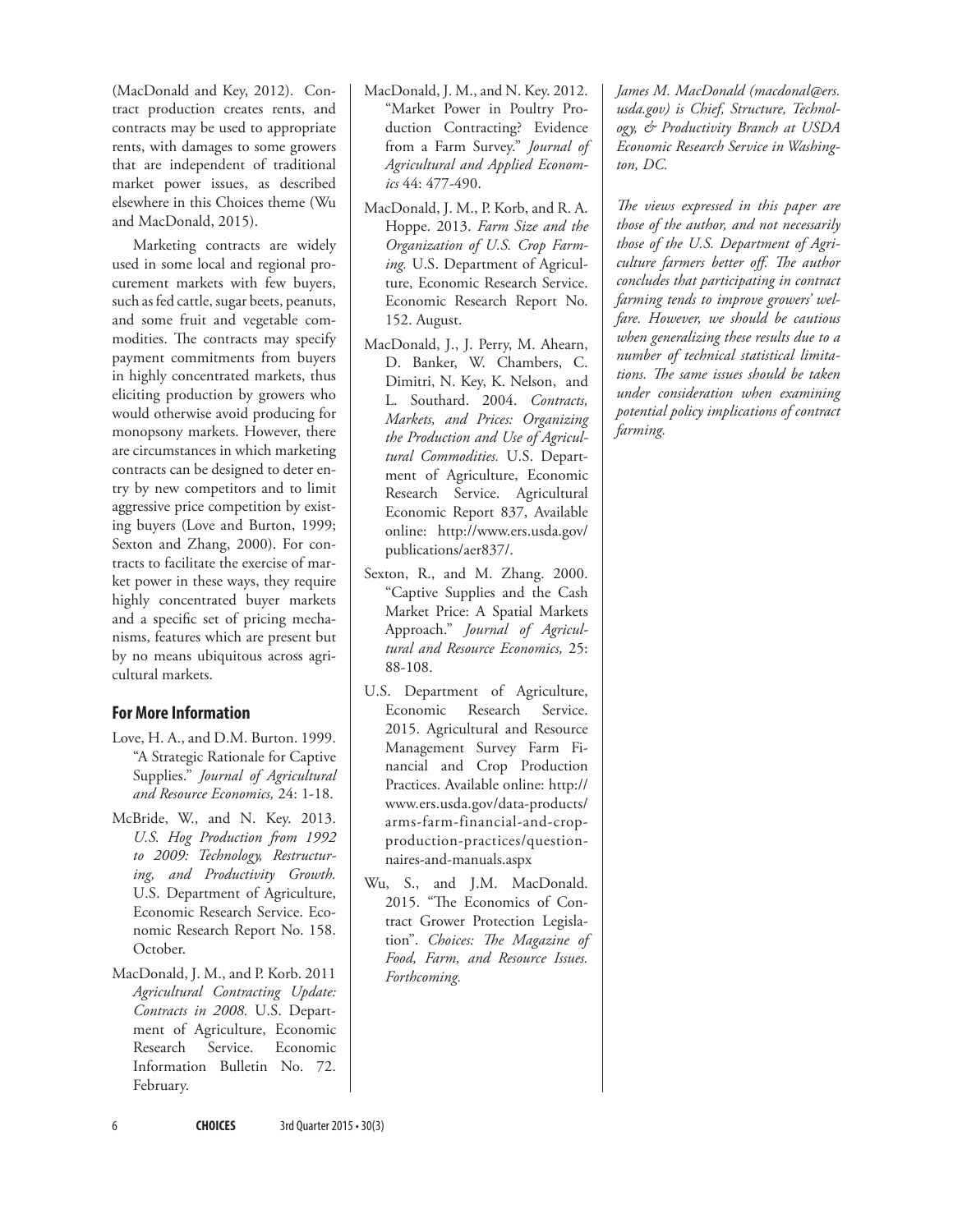(MacDonald and Key, 2012). Contract production creates rents, and contracts may be used to appropriate rents, with damages to some growers that are independent of traditional market power issues, as described elsewhere in this Choices theme (Wu and MacDonald, 2015).

Marketing contracts are widely used in some local and regional procurement markets with few buyers, such as fed cattle, sugar beets, peanuts, and some fruit and vegetable commodities. The contracts may specify payment commitments from buyers in highly concentrated markets, thus eliciting production by growers who would otherwise avoid producing for monopsony markets. However, there are circumstances in which marketing contracts can be designed to deter entry by new competitors and to limit aggressive price competition by existing buyers (Love and Burton, 1999; Sexton and Zhang, 2000). For contracts to facilitate the exercise of market power in these ways, they require highly concentrated buyer markets and a specific set of pricing mechanisms, features which are present but by no means ubiquitous across agricultural markets.

## For More Information

Love, H. A., and D.M. Burton. 1999. "A Strategic Rationale for Captive Supplies." *Journal of Agricultural and Resource Economics,* 24: 1-18.

McBride, W., and N. Key. 2013. *U.S. Hog Production from 1992 to 2009: Technology, Restructuring, and Productivity Growth.* U.S. Department of Agriculture, Economic Research Service. Economic Research Report No. 158. October.

MacDonald, J. M., and P. Korb. 2011 *Agricultural Contracting Update: Contracts in 2008.* U.S. Department of Agriculture, Economic Research Service. Economic Information Bulletin No. 72. February.

MacDonald, J. M., and N. Key. 2012. "Market Power in Poultry Production Contracting? Evidence from a Farm Survey." *Journal of Agricultural and Applied Economics* 44: 477-490.

MacDonald, J. M., P. Korb, and R. A. Hoppe. 2013. *Farm Size and the Organization of U.S. Crop Farming.* U.S. Department of Agriculture, Economic Research Service. Economic Research Report No. 152. August.

MacDonald, J., J. Perry, M. Ahearn, D. Banker, W. Chambers, C. Dimitri, N. Key, K. Nelson, and L. Southard. 2004. *Contracts, Markets, and Prices: Organizing the Production and Use of Agricultural Commodities.* U.S. Department of Agriculture, Economic Research Service. Agricultural Economic Report 837, Available online: http://www.ers.usda.gov/publications/aer837/.

Sexton, R., and M. Zhang. 2000. "Captive Supplies and the Cash Market Price: A Spatial Markets Approach." *Journal of Agricultural and Resource Economics,* 25: 88-108.

U.S. Department of Agriculture, Economic Research Service. 2015. Agricultural and Resource Management Survey Farm Financial and Crop Production Practices. Available online: http://www.ers.usda.gov/data-products/arms-farm-financial-and-crop-production-practices/questionnaires-and-manuals.aspx

Wu, S., and J.M. MacDonald. 2015. "The Economics of Contract Grower Protection Legislation". *Choices: The Magazine of Food, Farm, and Resource Issues. Forthcoming.*

*James M. MacDonald (macdonal@ers.usda.gov) is Chief, Structure, Technology, & Productivity Branch at USDA Economic Research Service in Washington, DC.*

*The views expressed in this paper are those of the author, and not necessarily those of the U.S. Department of Agriculture farmers better off. The author concludes that participating in contract farming tends to improve growers' welfare. However, we should be cautious when generalizing these results due to a number of technical statistical limitations. The same issues should be taken under consideration when examining potential policy implications of contract farming.*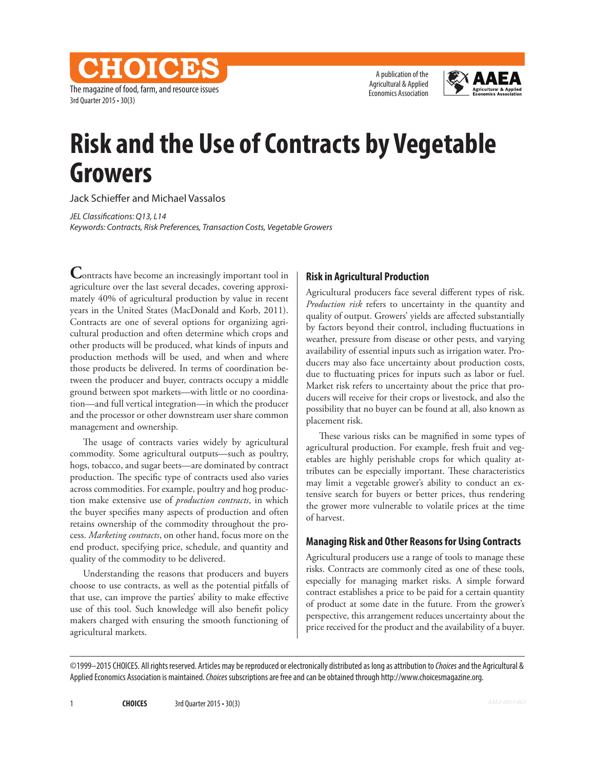# Risk and the Use of Contracts by Vegetable Growers

Jack Schieffer and Michael Vassalos

*JEL Classifications: Q13, L14*
*Keywords: Contracts, Risk Preferences, Transaction Costs, Vegetable Growers*

Contracts have become an increasingly important tool in agriculture over the last several decades, covering approximately 40% of agricultural production by value in recent years in the United States (MacDonald and Korb, 2011). Contracts are one of several options for organizing agricultural production and often determine which crops and other products will be produced, what kinds of inputs and production methods will be used, and when and where those products be delivered. In terms of coordination between the producer and buyer, contracts occupy a middle ground between spot markets—with little or no coordination—and full vertical integration—in which the producer and the processor or other downstream user share common management and ownership.

The usage of contracts varies widely by agricultural commodity. Some agricultural outputs—such as poultry, hogs, tobacco, and sugar beets—are dominated by contract production. The specific type of contracts used also varies across commodities. For example, poultry and hog production make extensive use of *production contracts*, in which the buyer specifies many aspects of production and often retains ownership of the commodity throughout the process. *Marketing contracts*, on other hand, focus more on the end product, specifying price, schedule, and quantity and quality of the commodity to be delivered.

Understanding the reasons that producers and buyers choose to use contracts, as well as the potential pitfalls of that use, can improve the parties' ability to make effective use of this tool. Such knowledge will also benefit policy makers charged with ensuring the smooth functioning of agricultural markets.

## Risk in Agricultural Production

Agricultural producers face several different types of risk. *Production risk* refers to uncertainty in the quantity and quality of output. Growers' yields are affected substantially by factors beyond their control, including fluctuations in weather, pressure from disease or other pests, and varying availability of essential inputs such as irrigation water. Producers may also face uncertainty about production costs, due to fluctuating prices for inputs such as labor or fuel. Market risk refers to uncertainty about the price that producers will receive for their crops or livestock, and also the possibility that no buyer can be found at all, also known as placement risk.

These various risks can be magnified in some types of agricultural production. For example, fresh fruit and vegetables are highly perishable crops for which quality attributes can be especially important. These characteristics may limit a vegetable grower's ability to conduct an extensive search for buyers or better prices, thus rendering the grower more vulnerable to volatile prices at the time of harvest.

## Managing Risk and Other Reasons for Using Contracts

Agricultural producers use a range of tools to manage these risks. Contracts are commonly cited as one of these tools, especially for managing market risks. A simple forward contract establishes a price to be paid for a certain quantity of product at some date in the future. From the grower's perspective, this arrangement reduces uncertainty about the price received for the product and the availability of a buyer.

©1999–2015 CHOICES. All rights reserved. Articles may be reproduced or electronically distributed as long as attribution to *Choices* and the Agricultural & Applied Economics Association is maintained. *Choices* subscriptions are free and can be obtained through http://www.choicesmagazine.org.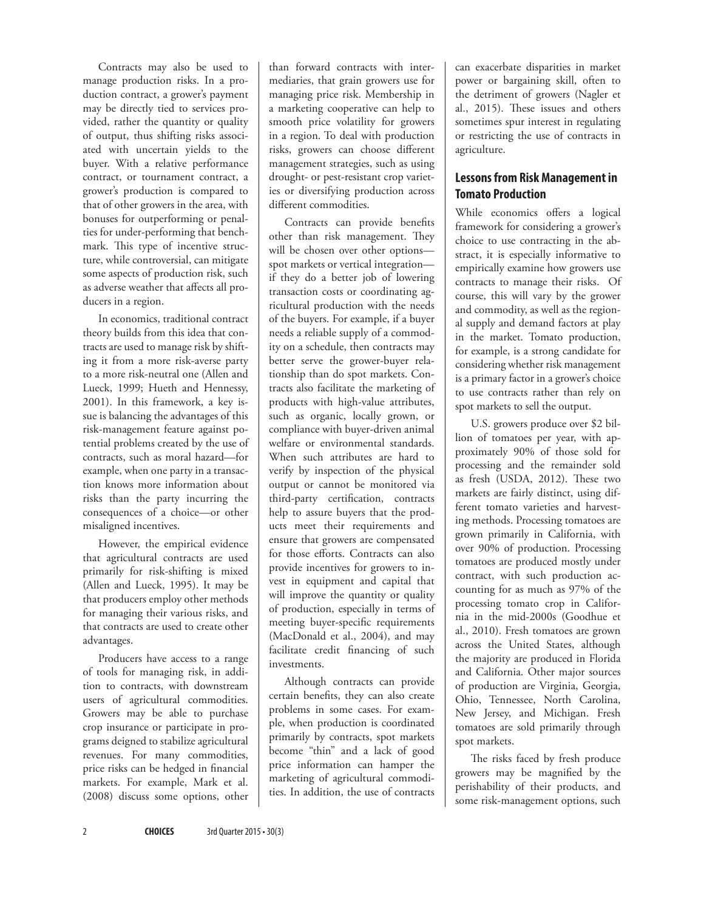Contracts may also be used to manage production risks. In a production contract, a grower's payment may be directly tied to services provided, rather the quantity or quality of output, thus shifting risks associated with uncertain yields to the buyer. With a relative performance contract, or tournament contract, a grower's production is compared to that of other growers in the area, with bonuses for outperforming or penalties for under-performing that benchmark. This type of incentive structure, while controversial, can mitigate some aspects of production risk, such as adverse weather that affects all producers in a region.

In economics, traditional contract theory builds from this idea that contracts are used to manage risk by shifting it from a more risk-averse party to a more risk-neutral one (Allen and Lueck, 1999; Hueth and Hennessy, 2001). In this framework, a key issue is balancing the advantages of this risk-management feature against potential problems created by the use of contracts, such as moral hazard—for example, when one party in a transaction knows more information about risks than the party incurring the consequences of a choice—or other misaligned incentives.

However, the empirical evidence that agricultural contracts are used primarily for risk-shifting is mixed (Allen and Lueck, 1995). It may be that producers employ other methods for managing their various risks, and that contracts are used to create other advantages.

Producers have access to a range of tools for managing risk, in addition to contracts, with downstream users of agricultural commodities. Growers may be able to purchase crop insurance or participate in programs deigned to stabilize agricultural revenues. For many commodities, price risks can be hedged in financial markets. For example, Mark et al. (2008) discuss some options, other than forward contracts with intermediaries, that grain growers use for managing price risk. Membership in a marketing cooperative can help to smooth price volatility for growers in a region. To deal with production risks, growers can choose different management strategies, such as using drought- or pest-resistant crop varieties or diversifying production across different commodities.

Contracts can provide benefits other than risk management. They will be chosen over other options—spot markets or vertical integration—if they do a better job of lowering transaction costs or coordinating agricultural production with the needs of the buyers. For example, if a buyer needs a reliable supply of a commodity on a schedule, then contracts may better serve the grower-buyer relationship than do spot markets. Contracts also facilitate the marketing of products with high-value attributes, such as organic, locally grown, or compliance with buyer-driven animal welfare or environmental standards. When such attributes are hard to verify by inspection of the physical output or cannot be monitored via third-party certification, contracts help to assure buyers that the products meet their requirements and ensure that growers are compensated for those efforts. Contracts can also provide incentives for growers to invest in equipment and capital that will improve the quantity or quality of production, especially in terms of meeting buyer-specific requirements (MacDonald et al., 2004), and may facilitate credit financing of such investments.

Although contracts can provide certain benefits, they can also create problems in some cases. For example, when production is coordinated primarily by contracts, spot markets become "thin" and a lack of good price information can hamper the marketing of agricultural commodities. In addition, the use of contracts can exacerbate disparities in market power or bargaining skill, often to the detriment of growers (Nagler et al., 2015). These issues and others sometimes spur interest in regulating or restricting the use of contracts in agriculture.

## Lessons from Risk Management in Tomato Production

While economics offers a logical framework for considering a grower's choice to use contracting in the abstract, it is especially informative to empirically examine how growers use contracts to manage their risks. Of course, this will vary by the grower and commodity, as well as the regional supply and demand factors at play in the market. Tomato production, for example, is a strong candidate for considering whether risk management is a primary factor in a grower's choice to use contracts rather than rely on spot markets to sell the output.

U.S. growers produce over $2 billion of tomatoes per year, with approximately 90% of those sold for processing and the remainder sold as fresh (USDA, 2012). These two markets are fairly distinct, using different tomato varieties and harvesting methods. Processing tomatoes are grown primarily in California, with over 90% of production. Processing tomatoes are produced mostly under contract, with such production accounting for as much as 97% of the processing tomato crop in California in the mid-2000s (Goodhue et al., 2010). Fresh tomatoes are grown across the United States, although the majority are produced in Florida and California. Other major sources of production are Virginia, Georgia, Ohio, Tennessee, North Carolina, New Jersey, and Michigan. Fresh tomatoes are sold primarily through spot markets.

The risks faced by fresh produce growers may be magnified by the perishability of their products, and some risk-management options, such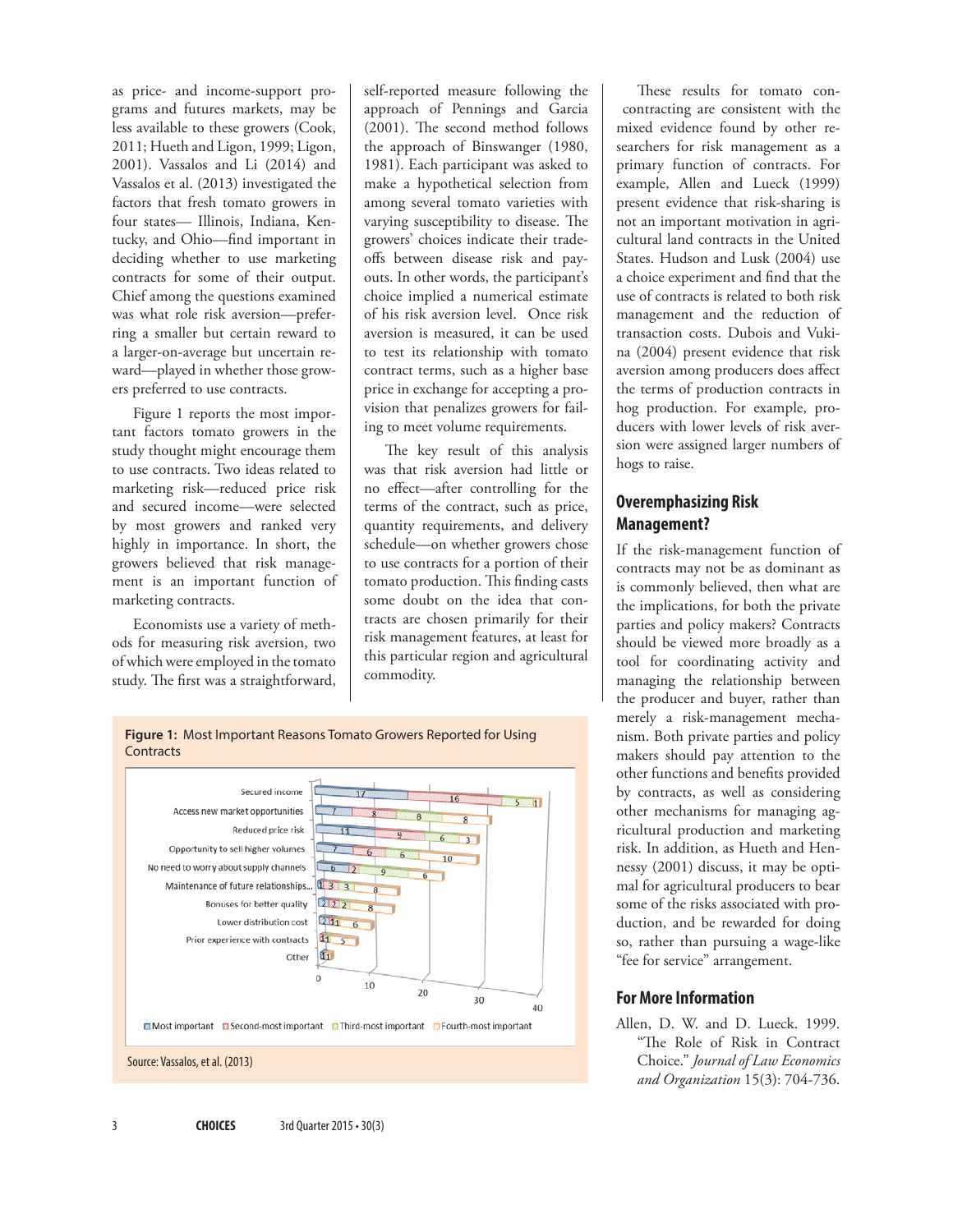as price- and income-support programs and futures markets, may be less available to these growers (Cook, 2011; Hueth and Ligon, 1999; Ligon, 2001). Vassalos and Li (2014) and Vassalos et al. (2013) investigated the factors that fresh tomato growers in four states— Illinois, Indiana, Kentucky, and Ohio—find important in deciding whether to use marketing contracts for some of their output. Chief among the questions examined was what role risk aversion—preferring a smaller but certain reward to a larger-on-average but uncertain reward—played in whether those growers preferred to use contracts.

Figure 1 reports the most important factors tomato growers in the study thought might encourage them to use contracts. Two ideas related to marketing risk—reduced price risk and secured income—were selected by most growers and ranked very highly in importance. In short, the growers believed that risk management is an important function of marketing contracts.

Economists use a variety of methods for measuring risk aversion, two of which were employed in the tomato study. The first was a straightforward, self-reported measure following the approach of Pennings and Garcia (2001). The second method follows the approach of Binswanger (1980, 1981). Each participant was asked to make a hypothetical selection from among several tomato varieties with varying susceptibility to disease. The growers' choices indicate their trade-offs between disease risk and payouts. In other words, the participant's choice implied a numerical estimate of his risk aversion level. Once risk aversion is measured, it can be used to test its relationship with tomato contract terms, such as a higher base price in exchange for accepting a provision that penalizes growers for failing to meet volume requirements.

The key result of this analysis was that risk aversion had little or no effect—after controlling for the terms of the contract, such as price, quantity requirements, and delivery schedule—on whether growers chose to use contracts for a portion of their tomato production. This finding casts some doubt on the idea that contracts are chosen primarily for their risk management features, at least for this particular region and agricultural commodity.

**Figure 1: Most Important Reasons Tomato Growers Reported for Using Contracts**

| Reason | Most important | Second-most important | Third-most important | Fourth-most important |
|---|---|---|---|---|
| Secured income | 17 | 16 | 5 | 1 |
| Access new market opportunities | 7 | 8 | 8 | 8 |
| Reduced price risk | 11 | 9 | 6 | 3 |
| Opportunity to sell higher volumes | 7 | 6 | 6 | 10 |
| No need to worry about supply channels | 6 | 2 | 9 | 6 |
| Maintenance of future relationships... | 1 | 3 | 3 | 8 |
| Bonuses for better quality | 2 | 2 | 2 | 8 |
| Lower distribution cost | 2 | 1 | 1 | 6 |
| Prior experience with contracts | 1 | 1 | | 5 |
| Other | 1 | 1 | | |

Source: Vassalos, et al. (2013)

These results for tomato contracting are consistent with the mixed evidence found by other researchers for risk management as a primary function of contracts. For example, Allen and Lueck (1999) present evidence that risk-sharing is not an important motivation in agricultural land contracts in the United States. Hudson and Lusk (2004) use a choice experiment and find that the use of contracts is related to both risk management and the reduction of transaction costs. Dubois and Vukina (2004) present evidence that risk aversion among producers does affect the terms of production contracts in hog production. For example, producers with lower levels of risk aversion were assigned larger numbers of hogs to raise.

## Overemphasizing Risk Management?

If the risk-management function of contracts may not be as dominant as is commonly believed, then what are the implications, for both the private parties and policy makers? Contracts should be viewed more broadly as a tool for coordinating activity and managing the relationship between the producer and buyer, rather than merely a risk-management mechanism. Both private parties and policy makers should pay attention to the other functions and benefits provided by contracts, as well as considering other mechanisms for managing agricultural production and marketing risk. In addition, as Hueth and Hennessy (2001) discuss, it may be optimal for agricultural producers to bear some of the risks associated with production, and be rewarded for doing so, rather than pursuing a wage-like "fee for service" arrangement.

## For More Information

Allen, D. W. and D. Lueck. 1999. "The Role of Risk in Contract Choice." *Journal of Law Economics and Organization* 15(3): 704-736.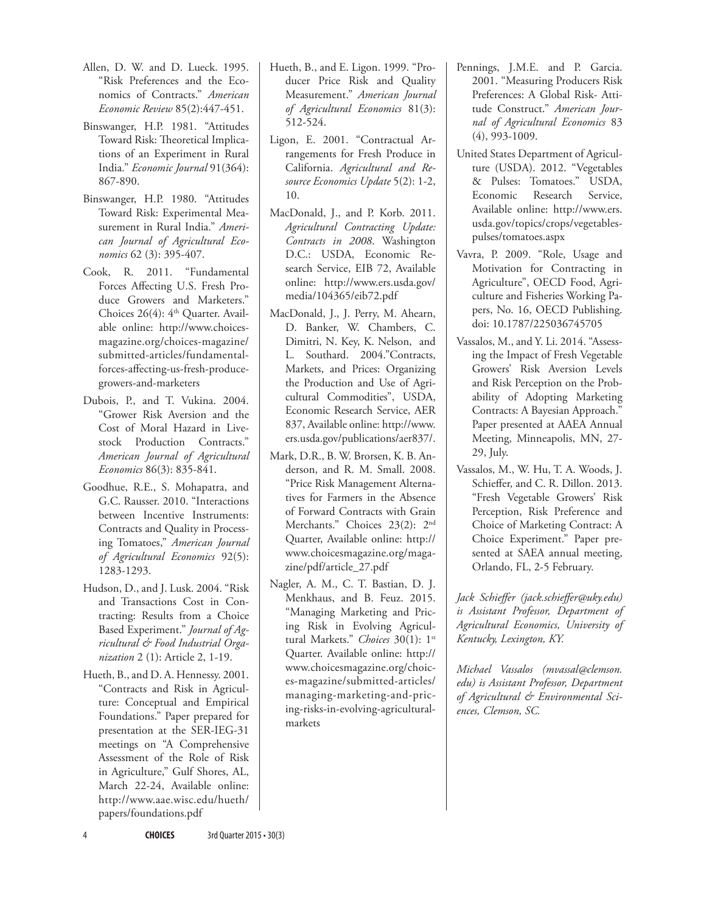Allen, D. W. and D. Lueck. 1995. "Risk Preferences and the Economics of Contracts." *American Economic Review* 85(2):447-451.

Binswanger, H.P. 1981. "Attitudes Toward Risk: Theoretical Implications of an Experiment in Rural India." *Economic Journal* 91(364): 867-890.

Binswanger, H.P. 1980. "Attitudes Toward Risk: Experimental Measurement in Rural India." *American Journal of Agricultural Economics* 62 (3): 395-407.

Cook, R. 2011. "Fundamental Forces Affecting U.S. Fresh Produce Growers and Marketers." Choices 26(4): 4th Quarter. Available online: http://www.choicesmagazine.org/choices-magazine/submitted-articles/fundamental-forces-affecting-us-fresh-produce-growers-and-marketers

Dubois, P., and T. Vukina. 2004. "Grower Risk Aversion and the Cost of Moral Hazard in Livestock Production Contracts." *American Journal of Agricultural Economics* 86(3): 835-841.

Goodhue, R.E., S. Mohapatra, and G.C. Rausser. 2010. "Interactions between Incentive Instruments: Contracts and Quality in Processing Tomatoes," *American Journal of Agricultural Economics* 92(5): 1283-1293.

Hudson, D., and J. Lusk. 2004. "Risk and Transactions Cost in Contracting: Results from a Choice Based Experiment." *Journal of Agricultural & Food Industrial Organization* 2 (1): Article 2, 1-19.

Hueth, B., and D. A. Hennessy. 2001. "Contracts and Risk in Agriculture: Conceptual and Empirical Foundations." Paper prepared for presentation at the SER-IEG-31 meetings on "A Comprehensive Assessment of the Role of Risk in Agriculture," Gulf Shores, AL, March 22-24, Available online: http://www.aae.wisc.edu/hueth/papers/foundations.pdf

Hueth, B., and E. Ligon. 1999. "Producer Price Risk and Quality Measurement." *American Journal of Agricultural Economics* 81(3): 512-524.

Ligon, E. 2001. "Contractual Arrangements for Fresh Produce in California. *Agricultural and Resource Economics Update* 5(2): 1-2, 10.

MacDonald, J., and P. Korb. 2011. *Agricultural Contracting Update: Contracts in 2008*. Washington D.C.: USDA, Economic Research Service, EIB 72, Available online: http://www.ers.usda.gov/media/104365/eib72.pdf

MacDonald, J., J. Perry, M. Ahearn, D. Banker, W. Chambers, C. Dimitri, N. Key, K. Nelson, and L. Southard. 2004."Contracts, Markets, and Prices: Organizing the Production and Use of Agricultural Commodities", USDA, Economic Research Service, AER 837, Available online: http://www.ers.usda.gov/publications/aer837/.

Mark, D.R., B. W. Brorsen, K. B. Anderson, and R. M. Small. 2008. "Price Risk Management Alternatives for Farmers in the Absence of Forward Contracts with Grain Merchants." Choices 23(2): 2nd Quarter, Available online: http://www.choicesmagazine.org/magazine/pdf/article_27.pdf

Nagler, A. M., C. T. Bastian, D. J. Menkhaus, and B. Feuz. 2015. "Managing Marketing and Pricing Risk in Evolving Agricultural Markets." *Choices* 30(1): 1st Quarter. Available online: http://www.choicesmagazine.org/choices-magazine/submitted-articles/managing-marketing-and-pricing-risks-in-evolving-agricultural-markets

Pennings, J.M.E. and P. Garcia. 2001. "Measuring Producers Risk Preferences: A Global Risk- Attitude Construct." *American Journal of Agricultural Economics* 83 (4), 993-1009.

United States Department of Agriculture (USDA). 2012. "Vegetables & Pulses: Tomatoes." USDA, Economic Research Service, Available online: http://www.ers.usda.gov/topics/crops/vegetables-pulses/tomatoes.aspx

Vavra, P. 2009. "Role, Usage and Motivation for Contracting in Agriculture", OECD Food, Agriculture and Fisheries Working Papers, No. 16, OECD Publishing. doi: 10.1787/225036745705

Vassalos, M., and Y. Li. 2014. "Assessing the Impact of Fresh Vegetable Growers' Risk Aversion Levels and Risk Perception on the Probability of Adopting Marketing Contracts: A Bayesian Approach." Paper presented at AAEA Annual Meeting, Minneapolis, MN, 27-29, July.

Vassalos, M., W. Hu, T. A. Woods, J. Schieffer, and C. R. Dillon. 2013. "Fresh Vegetable Growers' Risk Perception, Risk Preference and Choice of Marketing Contract: A Choice Experiment." Paper presented at SAEA annual meeting, Orlando, FL, 2-5 February.

*Jack Schieffer (jack.schieffer@uky.edu) is Assistant Professor, Department of Agricultural Economics, University of Kentucky, Lexington, KY.*

*Michael Vassalos (mvassal@clemson.edu) is Assistant Professor, Department of Agricultural & Environmental Sciences, Clemson, SC.*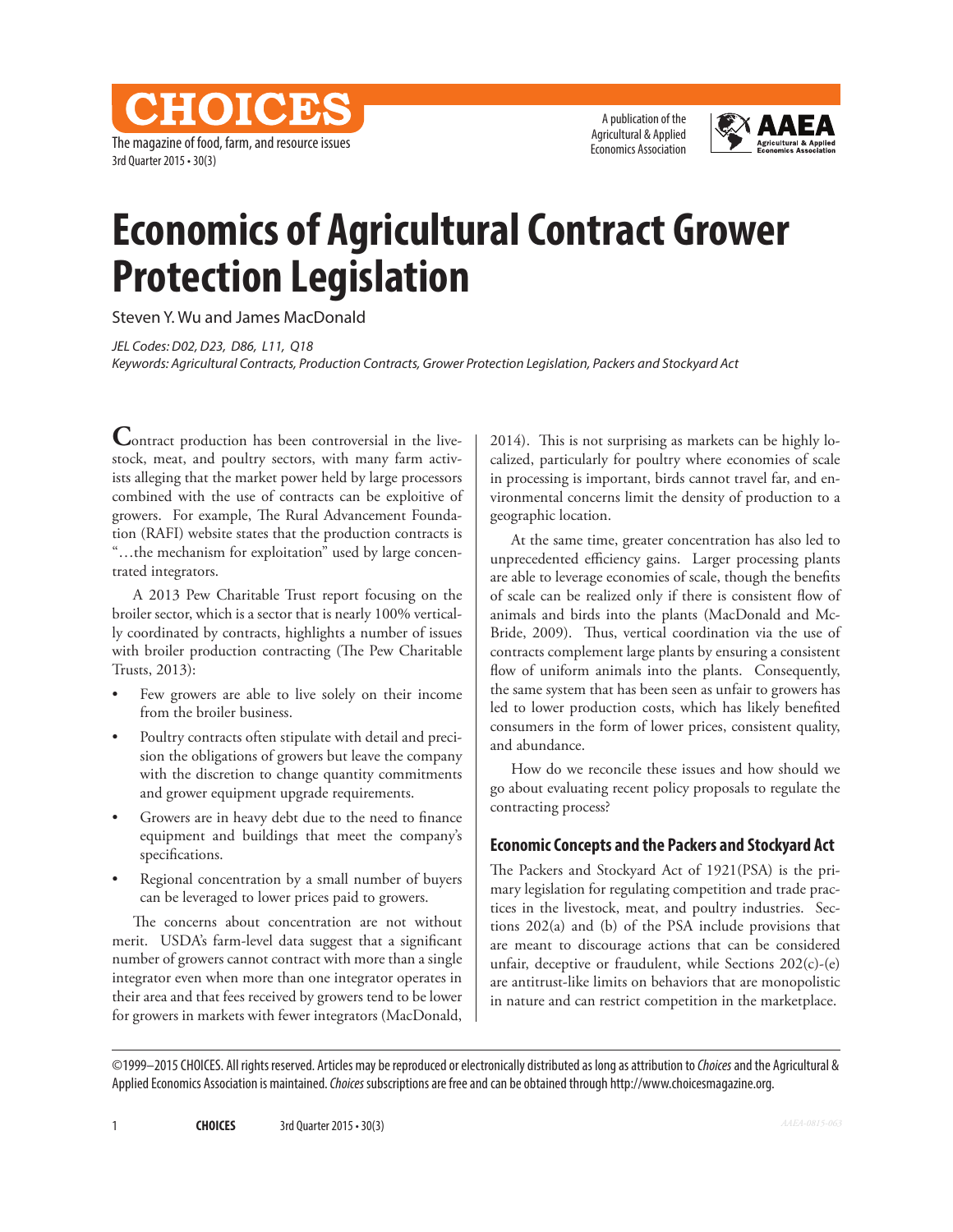# Economics of Agricultural Contract Grower Protection Legislation

Steven Y. Wu and James MacDonald

*JEL Codes: D02, D23, D86, L11, Q18*

*Keywords: Agricultural Contracts, Production Contracts, Grower Protection Legislation, Packers and Stockyard Act*

Contract production has been controversial in the livestock, meat, and poultry sectors, with many farm activists alleging that the market power held by large processors combined with the use of contracts can be exploitive of growers. For example, The Rural Advancement Foundation (RAFI) website states that the production contracts is "…the mechanism for exploitation" used by large concentrated integrators.

A 2013 Pew Charitable Trust report focusing on the broiler sector, which is a sector that is nearly 100% vertically coordinated by contracts, highlights a number of issues with broiler production contracting (The Pew Charitable Trusts, 2013):

- Few growers are able to live solely on their income from the broiler business.
- Poultry contracts often stipulate with detail and precision the obligations of growers but leave the company with the discretion to change quantity commitments and grower equipment upgrade requirements.
- Growers are in heavy debt due to the need to finance equipment and buildings that meet the company's specifications.
- Regional concentration by a small number of buyers can be leveraged to lower prices paid to growers.

The concerns about concentration are not without merit. USDA's farm-level data suggest that a significant number of growers cannot contract with more than a single integrator even when more than one integrator operates in their area and that fees received by growers tend to be lower for growers in markets with fewer integrators (MacDonald, 2014). This is not surprising as markets can be highly localized, particularly for poultry where economies of scale in processing is important, birds cannot travel far, and environmental concerns limit the density of production to a geographic location.

At the same time, greater concentration has also led to unprecedented efficiency gains. Larger processing plants are able to leverage economies of scale, though the benefits of scale can be realized only if there is consistent flow of animals and birds into the plants (MacDonald and McBride, 2009). Thus, vertical coordination via the use of contracts complement large plants by ensuring a consistent flow of uniform animals into the plants. Consequently, the same system that has been seen as unfair to growers has led to lower production costs, which has likely benefited consumers in the form of lower prices, consistent quality, and abundance.

How do we reconcile these issues and how should we go about evaluating recent policy proposals to regulate the contracting process?

## Economic Concepts and the Packers and Stockyard Act

The Packers and Stockyard Act of 1921(PSA) is the primary legislation for regulating competition and trade practices in the livestock, meat, and poultry industries. Sections 202(a) and (b) of the PSA include provisions that are meant to discourage actions that can be considered unfair, deceptive or fraudulent, while Sections 202(c)-(e) are antitrust-like limits on behaviors that are monopolistic in nature and can restrict competition in the marketplace.

©1999–2015 CHOICES. All rights reserved. Articles may be reproduced or electronically distributed as long as attribution to *Choices* and the Agricultural & Applied Economics Association is maintained. *Choices* subscriptions are free and can be obtained through http://www.choicesmagazine.org.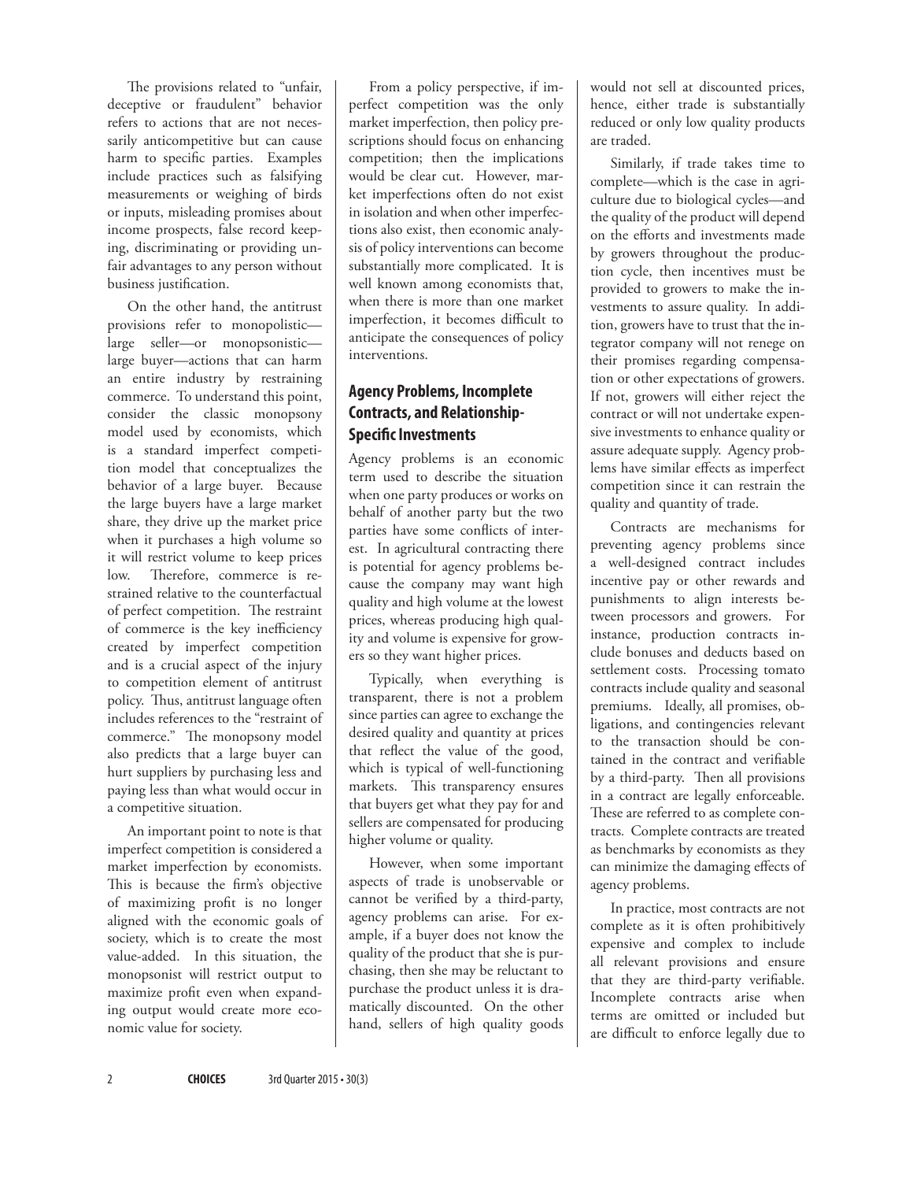The provisions related to "unfair, deceptive or fraudulent" behavior refers to actions that are not necessarily anticompetitive but can cause harm to specific parties. Examples include practices such as falsifying measurements or weighing of birds or inputs, misleading promises about income prospects, false record keeping, discriminating or providing unfair advantages to any person without business justification.

On the other hand, the antitrust provisions refer to monopolistic—large seller—or monopsonistic—large buyer—actions that can harm an entire industry by restraining commerce. To understand this point, consider the classic monopsony model used by economists, which is a standard imperfect competition model that conceptualizes the behavior of a large buyer. Because the large buyers have a large market share, they drive up the market price when it purchases a high volume so it will restrict volume to keep prices low. Therefore, commerce is restrained relative to the counterfactual of perfect competition. The restraint of commerce is the key inefficiency created by imperfect competition and is a crucial aspect of the injury to competition element of antitrust policy. Thus, antitrust language often includes references to the "restraint of commerce." The monopsony model also predicts that a large buyer can hurt suppliers by purchasing less and paying less than what would occur in a competitive situation.

An important point to note is that imperfect competition is considered a market imperfection by economists. This is because the firm's objective of maximizing profit is no longer aligned with the economic goals of society, which is to create the most value-added. In this situation, the monopsonist will restrict output to maximize profit even when expanding output would create more economic value for society.

From a policy perspective, if imperfect competition was the only market imperfection, then policy prescriptions should focus on enhancing competition; then the implications would be clear cut. However, market imperfections often do not exist in isolation and when other imperfections also exist, then economic analysis of policy interventions can become substantially more complicated. It is well known among economists that, when there is more than one market imperfection, it becomes difficult to anticipate the consequences of policy interventions.

## Agency Problems, Incomplete Contracts, and Relationship-Specific Investments

Agency problems is an economic term used to describe the situation when one party produces or works on behalf of another party but the two parties have some conflicts of interest. In agricultural contracting there is potential for agency problems because the company may want high quality and high volume at the lowest prices, whereas producing high quality and volume is expensive for growers so they want higher prices.

Typically, when everything is transparent, there is not a problem since parties can agree to exchange the desired quality and quantity at prices that reflect the value of the good, which is typical of well-functioning markets. This transparency ensures that buyers get what they pay for and sellers are compensated for producing higher volume or quality.

However, when some important aspects of trade is unobservable or cannot be verified by a third-party, agency problems can arise. For example, if a buyer does not know the quality of the product that she is purchasing, then she may be reluctant to purchase the product unless it is dramatically discounted. On the other hand, sellers of high quality goods would not sell at discounted prices, hence, either trade is substantially reduced or only low quality products are traded.

Similarly, if trade takes time to complete—which is the case in agriculture due to biological cycles—and the quality of the product will depend on the efforts and investments made by growers throughout the production cycle, then incentives must be provided to growers to make the investments to assure quality. In addition, growers have to trust that the integrator company will not renege on their promises regarding compensation or other expectations of growers. If not, growers will either reject the contract or will not undertake expensive investments to enhance quality or assure adequate supply. Agency problems have similar effects as imperfect competition since it can restrain the quality and quantity of trade.

Contracts are mechanisms for preventing agency problems since a well-designed contract includes incentive pay or other rewards and punishments to align interests between processors and growers. For instance, production contracts include bonuses and deducts based on settlement costs. Processing tomato contracts include quality and seasonal premiums. Ideally, all promises, obligations, and contingencies relevant to the transaction should be contained in the contract and verifiable by a third-party. Then all provisions in a contract are legally enforceable. These are referred to as complete contracts. Complete contracts are treated as benchmarks by economists as they can minimize the damaging effects of agency problems.

In practice, most contracts are not complete as it is often prohibitively expensive and complex to include all relevant provisions and ensure that they are third-party verifiable. Incomplete contracts arise when terms are omitted or included but are difficult to enforce legally due to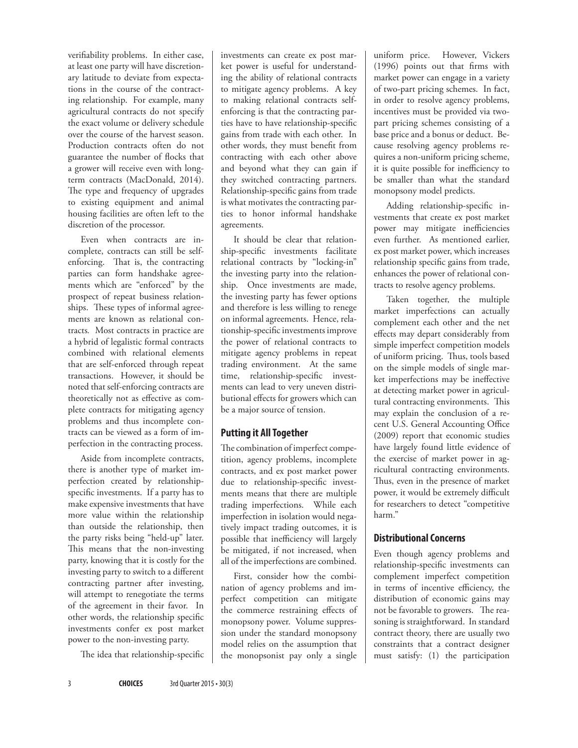verifiability problems. In either case, at least one party will have discretionary latitude to deviate from expectations in the course of the contracting relationship. For example, many agricultural contracts do not specify the exact volume or delivery schedule over the course of the harvest season. Production contracts often do not guarantee the number of flocks that a grower will receive even with long-term contracts (MacDonald, 2014). The type and frequency of upgrades to existing equipment and animal housing facilities are often left to the discretion of the processor.

Even when contracts are incomplete, contracts can still be self-enforcing. That is, the contracting parties can form handshake agreements which are "enforced" by the prospect of repeat business relationships. These types of informal agreements are known as relational contracts. Most contracts in practice are a hybrid of legalistic formal contracts combined with relational elements that are self-enforced through repeat transactions. However, it should be noted that self-enforcing contracts are theoretically not as effective as complete contracts for mitigating agency problems and thus incomplete contracts can be viewed as a form of imperfection in the contracting process.

Aside from incomplete contracts, there is another type of market imperfection created by relationship-specific investments. If a party has to make expensive investments that have more value within the relationship than outside the relationship, then the party risks being "held-up" later. This means that the non-investing party, knowing that it is costly for the investing party to switch to a different contracting partner after investing, will attempt to renegotiate the terms of the agreement in their favor. In other words, the relationship specific investments confer ex post market power to the non-investing party.

The idea that relationship-specific investments can create ex post market power is useful for understanding the ability of relational contracts to mitigate agency problems. A key to making relational contracts self-enforcing is that the contracting parties have to have relationship-specific gains from trade with each other. In other words, they must benefit from contracting with each other above and beyond what they can gain if they switched contracting partners. Relationship-specific gains from trade is what motivates the contracting parties to honor informal handshake agreements.

It should be clear that relationship-specific investments facilitate relational contracts by "locking-in" the investing party into the relationship. Once investments are made, the investing party has fewer options and therefore is less willing to renege on informal agreements. Hence, relationship-specific investments improve the power of relational contracts to mitigate agency problems in repeat trading environment. At the same time, relationship-specific investments can lead to very uneven distributional effects for growers which can be a major source of tension.

## Putting it All Together

The combination of imperfect competition, agency problems, incomplete contracts, and ex post market power due to relationship-specific investments means that there are multiple trading imperfections. While each imperfection in isolation would negatively impact trading outcomes, it is possible that inefficiency will largely be mitigated, if not increased, when all of the imperfections are combined.

First, consider how the combination of agency problems and imperfect competition can mitigate the commerce restraining effects of monopsony power. Volume suppression under the standard monopsony model relies on the assumption that the monopsonist pay only a single uniform price. However, Vickers (1996) points out that firms with market power can engage in a variety of two-part pricing schemes. In fact, in order to resolve agency problems, incentives must be provided via two-part pricing schemes consisting of a base price and a bonus or deduct. Because resolving agency problems requires a non-uniform pricing scheme, it is quite possible for inefficiency to be smaller than what the standard monopsony model predicts.

Adding relationship-specific investments that create ex post market power may mitigate inefficiencies even further. As mentioned earlier, ex post market power, which increases relationship specific gains from trade, enhances the power of relational contracts to resolve agency problems.

Taken together, the multiple market imperfections can actually complement each other and the net effects may depart considerably from simple imperfect competition models of uniform pricing. Thus, tools based on the simple models of single market imperfections may be ineffective at detecting market power in agricultural contracting environments. This may explain the conclusion of a recent U.S. General Accounting Office (2009) report that economic studies have largely found little evidence of the exercise of market power in agricultural contracting environments. Thus, even in the presence of market power, it would be extremely difficult for researchers to detect "competitive harm."

## Distributional Concerns

Even though agency problems and relationship-specific investments can complement imperfect competition in terms of incentive efficiency, the distribution of economic gains may not be favorable to growers. The reasoning is straightforward. In standard contract theory, there are usually two constraints that a contract designer must satisfy: (1) the participation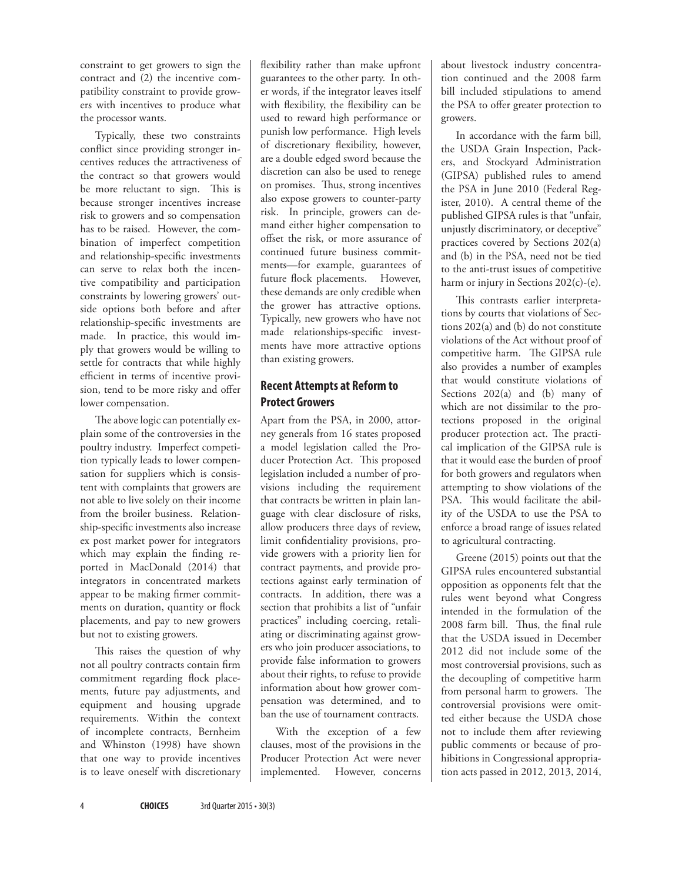constraint to get growers to sign the contract and (2) the incentive compatibility constraint to provide growers with incentives to produce what the processor wants.

Typically, these two constraints conflict since providing stronger incentives reduces the attractiveness of the contract so that growers would be more reluctant to sign. This is because stronger incentives increase risk to growers and so compensation has to be raised. However, the combination of imperfect competition and relationship-specific investments can serve to relax both the incentive compatibility and participation constraints by lowering growers' outside options both before and after relationship-specific investments are made. In practice, this would imply that growers would be willing to settle for contracts that while highly efficient in terms of incentive provision, tend to be more risky and offer lower compensation.

The above logic can potentially explain some of the controversies in the poultry industry. Imperfect competition typically leads to lower compensation for suppliers which is consistent with complaints that growers are not able to live solely on their income from the broiler business. Relationship-specific investments also increase ex post market power for integrators which may explain the finding reported in MacDonald (2014) that integrators in concentrated markets appear to be making firmer commitments on duration, quantity or flock placements, and pay to new growers but not to existing growers.

This raises the question of why not all poultry contracts contain firm commitment regarding flock placements, future pay adjustments, and equipment and housing upgrade requirements. Within the context of incomplete contracts, Bernheim and Whinston (1998) have shown that one way to provide incentives is to leave oneself with discretionary flexibility rather than make upfront guarantees to the other party. In other words, if the integrator leaves itself with flexibility, the flexibility can be used to reward high performance or punish low performance. High levels of discretionary flexibility, however, are a double edged sword because the discretion can also be used to renege on promises. Thus, strong incentives also expose growers to counter-party risk. In principle, growers can demand either higher compensation to offset the risk, or more assurance of continued future business commitments—for example, guarantees of future flock placements. However, these demands are only credible when the grower has attractive options. Typically, new growers who have not made relationships-specific investments have more attractive options than existing growers.

## Recent Attempts at Reform to Protect Growers

Apart from the PSA, in 2000, attorney generals from 16 states proposed a model legislation called the Producer Protection Act. This proposed legislation included a number of provisions including the requirement that contracts be written in plain language with clear disclosure of risks, allow producers three days of review, limit confidentiality provisions, provide growers with a priority lien for contract payments, and provide protections against early termination of contracts. In addition, there was a section that prohibits a list of "unfair practices" including coercing, retaliating or discriminating against growers who join producer associations, to provide false information to growers about their rights, to refuse to provide information about how grower compensation was determined, and to ban the use of tournament contracts.

With the exception of a few clauses, most of the provisions in the Producer Protection Act were never implemented. However, concerns about livestock industry concentration continued and the 2008 farm bill included stipulations to amend the PSA to offer greater protection to growers.

In accordance with the farm bill, the USDA Grain Inspection, Packers, and Stockyard Administration (GIPSA) published rules to amend the PSA in June 2010 (Federal Register, 2010). A central theme of the published GIPSA rules is that "unfair, unjustly discriminatory, or deceptive" practices covered by Sections 202(a) and (b) in the PSA, need not be tied to the anti-trust issues of competitive harm or injury in Sections 202(c)-(e).

This contrasts earlier interpretations by courts that violations of Sections 202(a) and (b) do not constitute violations of the Act without proof of competitive harm. The GIPSA rule also provides a number of examples that would constitute violations of Sections 202(a) and (b) many of which are not dissimilar to the protections proposed in the original producer protection act. The practical implication of the GIPSA rule is that it would ease the burden of proof for both growers and regulators when attempting to show violations of the PSA. This would facilitate the ability of the USDA to use the PSA to enforce a broad range of issues related to agricultural contracting.

Greene (2015) points out that the GIPSA rules encountered substantial opposition as opponents felt that the rules went beyond what Congress intended in the formulation of the 2008 farm bill. Thus, the final rule that the USDA issued in December 2012 did not include some of the most controversial provisions, such as the decoupling of competitive harm from personal harm to growers. The controversial provisions were omitted either because the USDA chose not to include them after reviewing public comments or because of prohibitions in Congressional appropriation acts passed in 2012, 2013, 2014,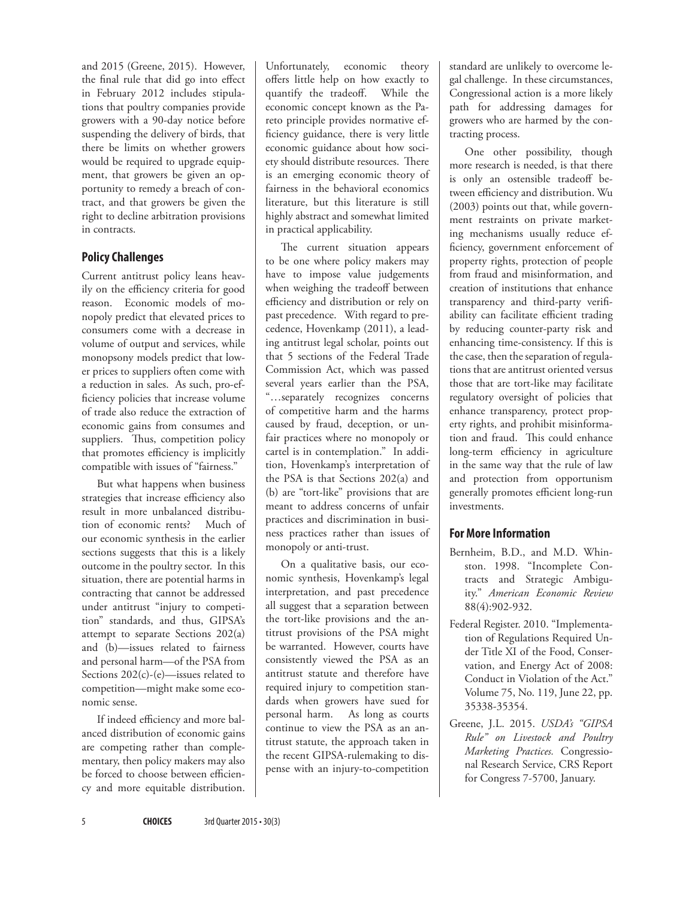and 2015 (Greene, 2015). However, the final rule that did go into effect in February 2012 includes stipulations that poultry companies provide growers with a 90-day notice before suspending the delivery of birds, that there be limits on whether growers would be required to upgrade equipment, that growers be given an opportunity to remedy a breach of contract, and that growers be given the right to decline arbitration provisions in contracts.

## Policy Challenges

Current antitrust policy leans heavily on the efficiency criteria for good reason. Economic models of monopoly predict that elevated prices to consumers come with a decrease in volume of output and services, while monopsony models predict that lower prices to suppliers often come with a reduction in sales. As such, pro-efficiency policies that increase volume of trade also reduce the extraction of economic gains from consumes and suppliers. Thus, competition policy that promotes efficiency is implicitly compatible with issues of "fairness."

But what happens when business strategies that increase efficiency also result in more unbalanced distribution of economic rents? Much of our economic synthesis in the earlier sections suggests that this is a likely outcome in the poultry sector. In this situation, there are potential harms in contracting that cannot be addressed under antitrust "injury to competition" standards, and thus, GIPSA's attempt to separate Sections 202(a) and (b)—issues related to fairness and personal harm—of the PSA from Sections 202(c)-(e)—issues related to competition—might make some economic sense.

If indeed efficiency and more balanced distribution of economic gains are competing rather than complementary, then policy makers may also be forced to choose between efficiency and more equitable distribution. Unfortunately, economic theory offers little help on how exactly to quantify the tradeoff. While the economic concept known as the Pareto principle provides normative efficiency guidance, there is very little economic guidance about how society should distribute resources. There is an emerging economic theory of fairness in the behavioral economics literature, but this literature is still highly abstract and somewhat limited in practical applicability.

The current situation appears to be one where policy makers may have to impose value judgements when weighing the tradeoff between efficiency and distribution or rely on past precedence. With regard to precedence, Hovenkamp (2011), a leading antitrust legal scholar, points out that 5 sections of the Federal Trade Commission Act, which was passed several years earlier than the PSA, "…separately recognizes concerns of competitive harm and the harms caused by fraud, deception, or unfair practices where no monopoly or cartel is in contemplation." In addition, Hovenkamp's interpretation of the PSA is that Sections 202(a) and (b) are "tort-like" provisions that are meant to address concerns of unfair practices and discrimination in business practices rather than issues of monopoly or anti-trust.

On a qualitative basis, our economic synthesis, Hovenkamp's legal interpretation, and past precedence all suggest that a separation between the tort-like provisions and the antitrust provisions of the PSA might be warranted. However, courts have consistently viewed the PSA as an antitrust statute and therefore have required injury to competition standards when growers have sued for personal harm. As long as courts continue to view the PSA as an antitrust statute, the approach taken in the recent GIPSA-rulemaking to dispense with an injury-to-competition standard are unlikely to overcome legal challenge. In these circumstances, Congressional action is a more likely path for addressing damages for growers who are harmed by the contracting process.

One other possibility, though more research is needed, is that there is only an ostensible tradeoff between efficiency and distribution. Wu (2003) points out that, while government restraints on private marketing mechanisms usually reduce efficiency, government enforcement of property rights, protection of people from fraud and misinformation, and creation of institutions that enhance transparency and third-party verifiability can facilitate efficient trading by reducing counter-party risk and enhancing time-consistency. If this is the case, then the separation of regulations that are antitrust oriented versus those that are tort-like may facilitate regulatory oversight of policies that enhance transparency, protect property rights, and prohibit misinformation and fraud. This could enhance long-term efficiency in agriculture in the same way that the rule of law and protection from opportunism generally promotes efficient long-run investments.

## For More Information

Bernheim, B.D., and M.D. Whinston. 1998. "Incomplete Contracts and Strategic Ambiguity." *American Economic Review* 88(4):902-932.

Federal Register. 2010. "Implementation of Regulations Required Under Title XI of the Food, Conservation, and Energy Act of 2008: Conduct in Violation of the Act." Volume 75, No. 119, June 22, pp. 35338-35354.

Greene, J.L. 2015. *USDA's "GIPSA Rule" on Livestock and Poultry Marketing Practices.* Congressional Research Service, CRS Report for Congress 7-5700, January.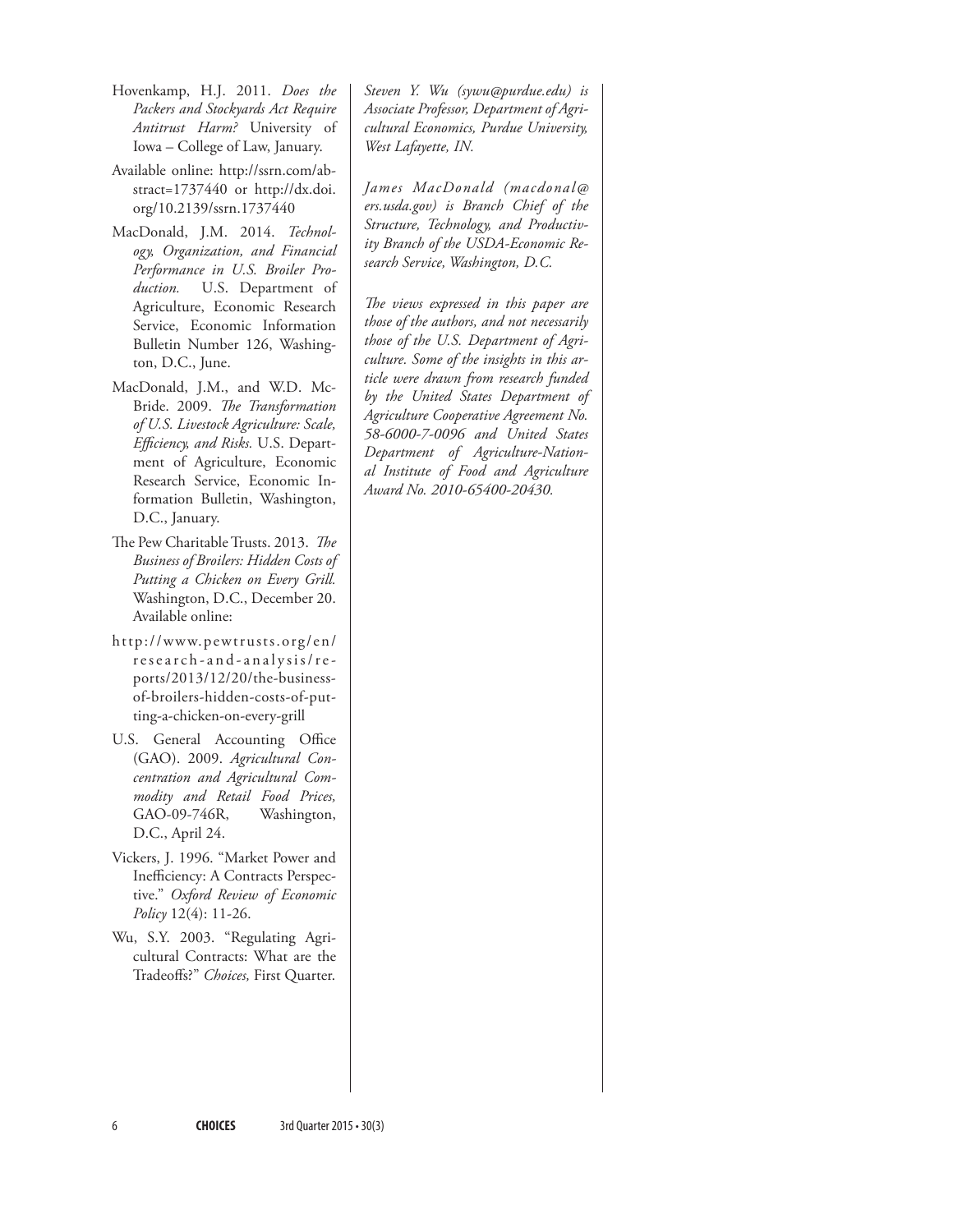Hovenkamp, H.J. 2011. *Does the Packers and Stockyards Act Require Antitrust Harm?* University of Iowa – College of Law, January.

Available online: http://ssrn.com/abstract=1737440 or http://dx.doi.org/10.2139/ssrn.1737440

MacDonald, J.M. 2014. *Technology, Organization, and Financial Performance in U.S. Broiler Production.* U.S. Department of Agriculture, Economic Research Service, Economic Information Bulletin Number 126, Washington, D.C., June.

MacDonald, J.M., and W.D. McBride. 2009. *The Transformation of U.S. Livestock Agriculture: Scale, Efficiency, and Risks.* U.S. Department of Agriculture, Economic Research Service, Economic Information Bulletin, Washington, D.C., January.

The Pew Charitable Trusts. 2013. *The Business of Broilers: Hidden Costs of Putting a Chicken on Every Grill.* Washington, D.C., December 20. Available online:

http://www.pewtrusts.org/en/research-and-analysis/reports/2013/12/20/the-business-of-broilers-hidden-costs-of-putting-a-chicken-on-every-grill

U.S. General Accounting Office (GAO). 2009. *Agricultural Concentration and Agricultural Commodity and Retail Food Prices,* GAO-09-746R, Washington, D.C., April 24.

Vickers, J. 1996. "Market Power and Inefficiency: A Contracts Perspective." *Oxford Review of Economic Policy* 12(4): 11-26.

Wu, S.Y. 2003. "Regulating Agricultural Contracts: What are the Tradeoffs?" *Choices,* First Quarter.

*Steven Y. Wu (sywu@purdue.edu) is Associate Professor, Department of Agricultural Economics, Purdue University, West Lafayette, IN.*

*James MacDonald (macdonal@ers.usda.gov) is Branch Chief of the Structure, Technology, and Productivity Branch of the USDA-Economic Research Service, Washington, D.C.*

*The views expressed in this paper are those of the authors, and not necessarily those of the U.S. Department of Agriculture. Some of the insights in this article were drawn from research funded by the United States Department of Agriculture Cooperative Agreement No. 58-6000-7-0096 and United States Department of Agriculture-National Institute of Food and Agriculture Award No. 2010-65400-20430.*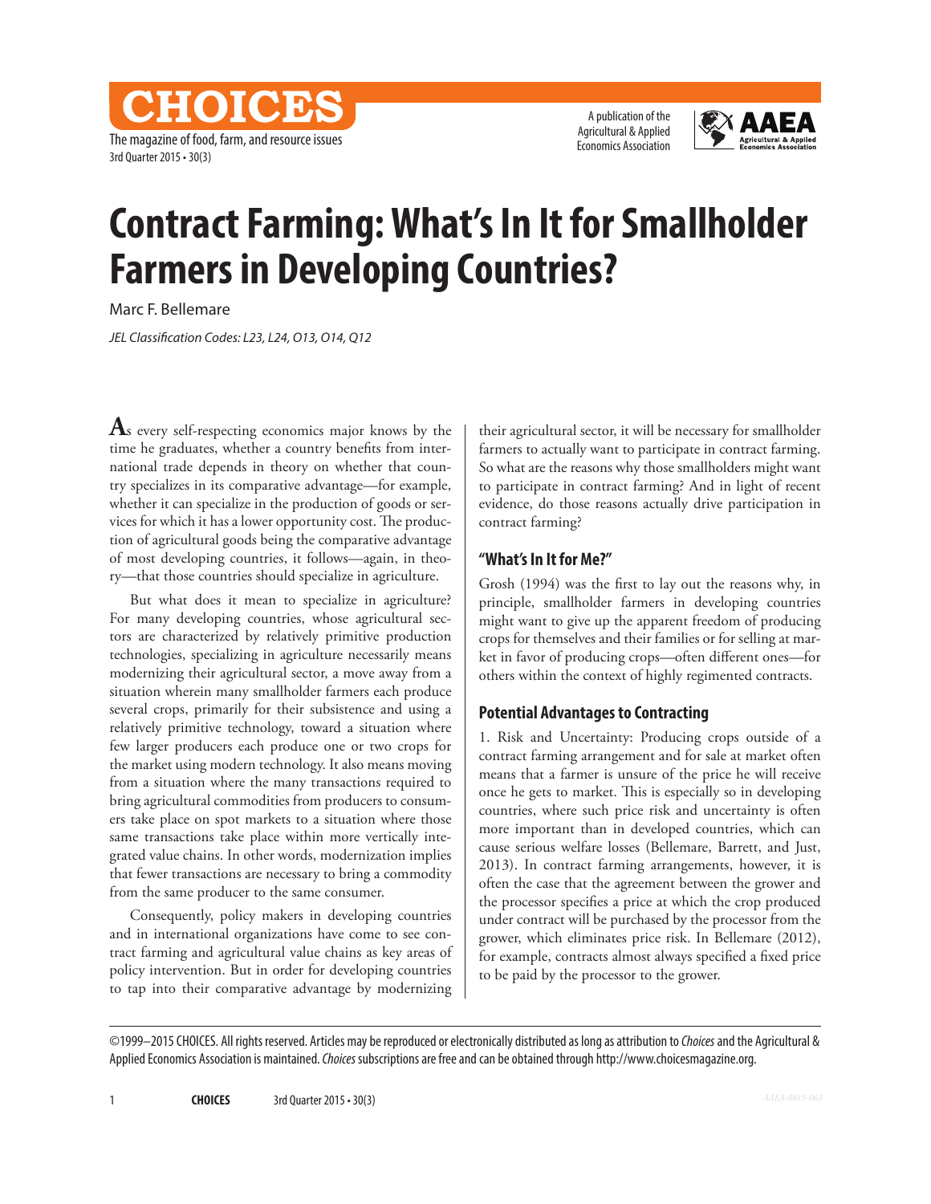# Contract Farming: What's In It for Smallholder Farmers in Developing Countries?

Marc F. Bellemare

*JEL Classification Codes: L23, L24, O13, O14, Q12*

As every self-respecting economics major knows by the time he graduates, whether a country benefits from international trade depends in theory on whether that country specializes in its comparative advantage—for example, whether it can specialize in the production of goods or services for which it has a lower opportunity cost. The production of agricultural goods being the comparative advantage of most developing countries, it follows—again, in theory—that those countries should specialize in agriculture.

But what does it mean to specialize in agriculture? For many developing countries, whose agricultural sectors are characterized by relatively primitive production technologies, specializing in agriculture necessarily means modernizing their agricultural sector, a move away from a situation wherein many smallholder farmers each produce several crops, primarily for their subsistence and using a relatively primitive technology, toward a situation where few larger producers each produce one or two crops for the market using modern technology. It also means moving from a situation where the many transactions required to bring agricultural commodities from producers to consumers take place on spot markets to a situation where those same transactions take place within more vertically integrated value chains. In other words, modernization implies that fewer transactions are necessary to bring a commodity from the same producer to the same consumer.

Consequently, policy makers in developing countries and in international organizations have come to see contract farming and agricultural value chains as key areas of policy intervention. But in order for developing countries to tap into their comparative advantage by modernizing their agricultural sector, it will be necessary for smallholder farmers to actually want to participate in contract farming. So what are the reasons why those smallholders might want to participate in contract farming? And in light of recent evidence, do those reasons actually drive participation in contract farming?

## "What's In It for Me?"

Grosh (1994) was the first to lay out the reasons why, in principle, smallholder farmers in developing countries might want to give up the apparent freedom of producing crops for themselves and their families or for selling at market in favor of producing crops—often different ones—for others within the context of highly regimented contracts.

## Potential Advantages to Contracting

1. Risk and Uncertainty: Producing crops outside of a contract farming arrangement and for sale at market often means that a farmer is unsure of the price he will receive once he gets to market. This is especially so in developing countries, where such price risk and uncertainty is often more important than in developed countries, which can cause serious welfare losses (Bellemare, Barrett, and Just, 2013). In contract farming arrangements, however, it is often the case that the agreement between the grower and the processor specifies a price at which the crop produced under contract will be purchased by the processor from the grower, which eliminates price risk. In Bellemare (2012), for example, contracts almost always specified a fixed price to be paid by the processor to the grower.

©1999–2015 CHOICES. All rights reserved. Articles may be reproduced or electronically distributed as long as attribution to *Choices* and the Agricultural & Applied Economics Association is maintained. *Choices* subscriptions are free and can be obtained through http://www.choicesmagazine.org.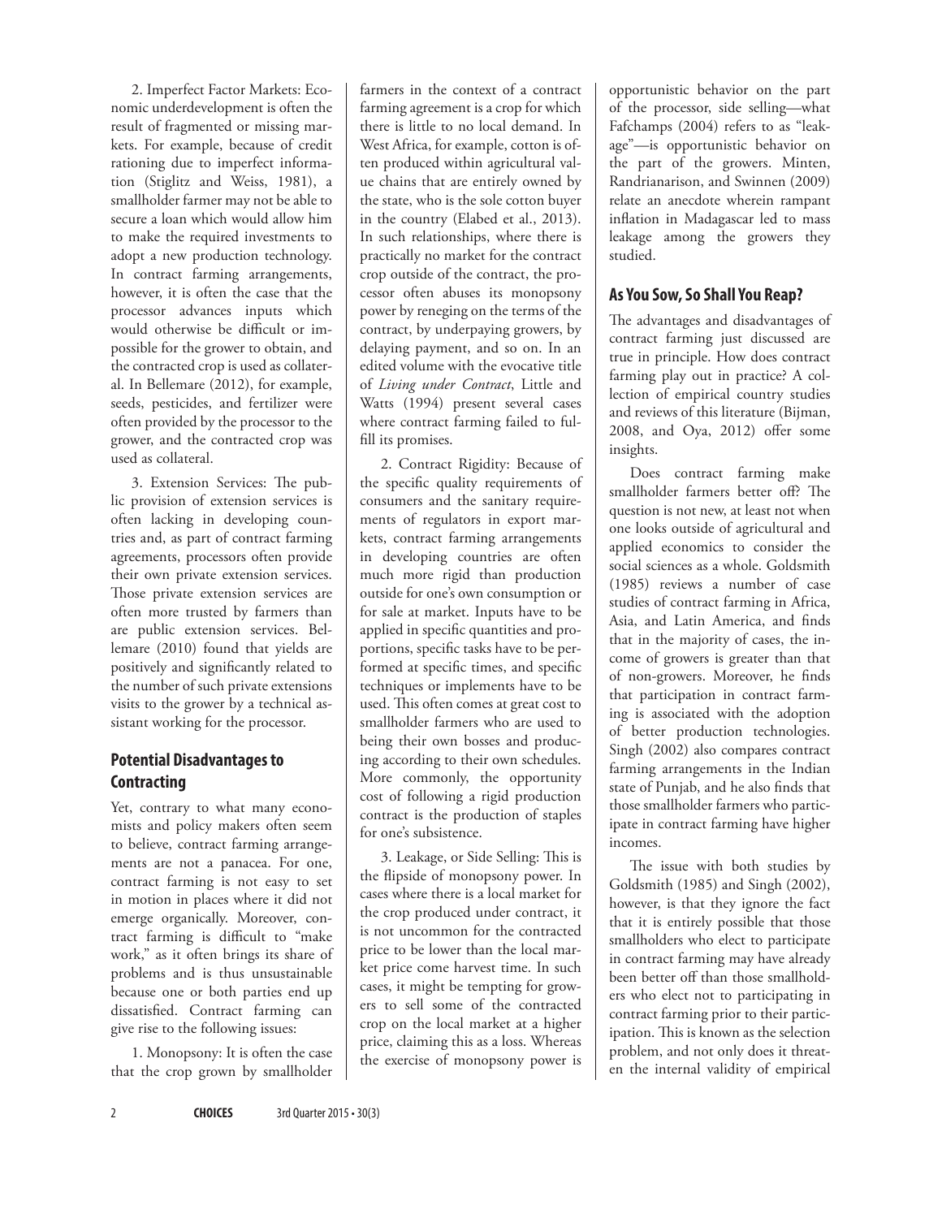2. Imperfect Factor Markets: Economic underdevelopment is often the result of fragmented or missing markets. For example, because of credit rationing due to imperfect information (Stiglitz and Weiss, 1981), a smallholder farmer may not be able to secure a loan which would allow him to make the required investments to adopt a new production technology. In contract farming arrangements, however, it is often the case that the processor advances inputs which would otherwise be difficult or impossible for the grower to obtain, and the contracted crop is used as collateral. In Bellemare (2012), for example, seeds, pesticides, and fertilizer were often provided by the processor to the grower, and the contracted crop was used as collateral.

3. Extension Services: The public provision of extension services is often lacking in developing countries and, as part of contract farming agreements, processors often provide their own private extension services. Those private extension services are often more trusted by farmers than are public extension services. Bellemare (2010) found that yields are positively and significantly related to the number of such private extensions visits to the grower by a technical assistant working for the processor.

## Potential Disadvantages to Contracting

Yet, contrary to what many economists and policy makers often seem to believe, contract farming arrangements are not a panacea. For one, contract farming is not easy to set in motion in places where it did not emerge organically. Moreover, contract farming is difficult to "make work," as it often brings its share of problems and is thus unsustainable because one or both parties end up dissatisfied. Contract farming can give rise to the following issues:

1. Monopsony: It is often the case that the crop grown by smallholder farmers in the context of a contract farming agreement is a crop for which there is little to no local demand. In West Africa, for example, cotton is often produced within agricultural value chains that are entirely owned by the state, who is the sole cotton buyer in the country (Elabed et al., 2013). In such relationships, where there is practically no market for the contract crop outside of the contract, the processor often abuses its monopsony power by reneging on the terms of the contract, by underpaying growers, by delaying payment, and so on. In an edited volume with the evocative title of *Living under Contract*, Little and Watts (1994) present several cases where contract farming failed to fulfill its promises.

2. Contract Rigidity: Because of the specific quality requirements of consumers and the sanitary requirements of regulators in export markets, contract farming arrangements in developing countries are often much more rigid than production outside for one's own consumption or for sale at market. Inputs have to be applied in specific quantities and proportions, specific tasks have to be performed at specific times, and specific techniques or implements have to be used. This often comes at great cost to smallholder farmers who are used to being their own bosses and producing according to their own schedules. More commonly, the opportunity cost of following a rigid production contract is the production of staples for one's subsistence.

3. Leakage, or Side Selling: This is the flipside of monopsony power. In cases where there is a local market for the crop produced under contract, it is not uncommon for the contracted price to be lower than the local market price come harvest time. In such cases, it might be tempting for growers to sell some of the contracted crop on the local market at a higher price, claiming this as a loss. Whereas the exercise of monopsony power is opportunistic behavior on the part of the processor, side selling—what Fafchamps (2004) refers to as "leakage"—is opportunistic behavior on the part of the growers. Minten, Randrianarison, and Swinnen (2009) relate an anecdote wherein rampant inflation in Madagascar led to mass leakage among the growers they studied.

## As You Sow, So Shall You Reap?

The advantages and disadvantages of contract farming just discussed are true in principle. How does contract farming play out in practice? A collection of empirical country studies and reviews of this literature (Bijman, 2008, and Oya, 2012) offer some insights.

Does contract farming make smallholder farmers better off? The question is not new, at least not when one looks outside of agricultural and applied economics to consider the social sciences as a whole. Goldsmith (1985) reviews a number of case studies of contract farming in Africa, Asia, and Latin America, and finds that in the majority of cases, the income of growers is greater than that of non-growers. Moreover, he finds that participation in contract farming is associated with the adoption of better production technologies. Singh (2002) also compares contract farming arrangements in the Indian state of Punjab, and he also finds that those smallholder farmers who participate in contract farming have higher incomes.

The issue with both studies by Goldsmith (1985) and Singh (2002), however, is that they ignore the fact that it is entirely possible that those smallholders who elect to participate in contract farming may have already been better off than those smallholders who elect not to participating in contract farming prior to their participation. This is known as the selection problem, and not only does it threaten the internal validity of empirical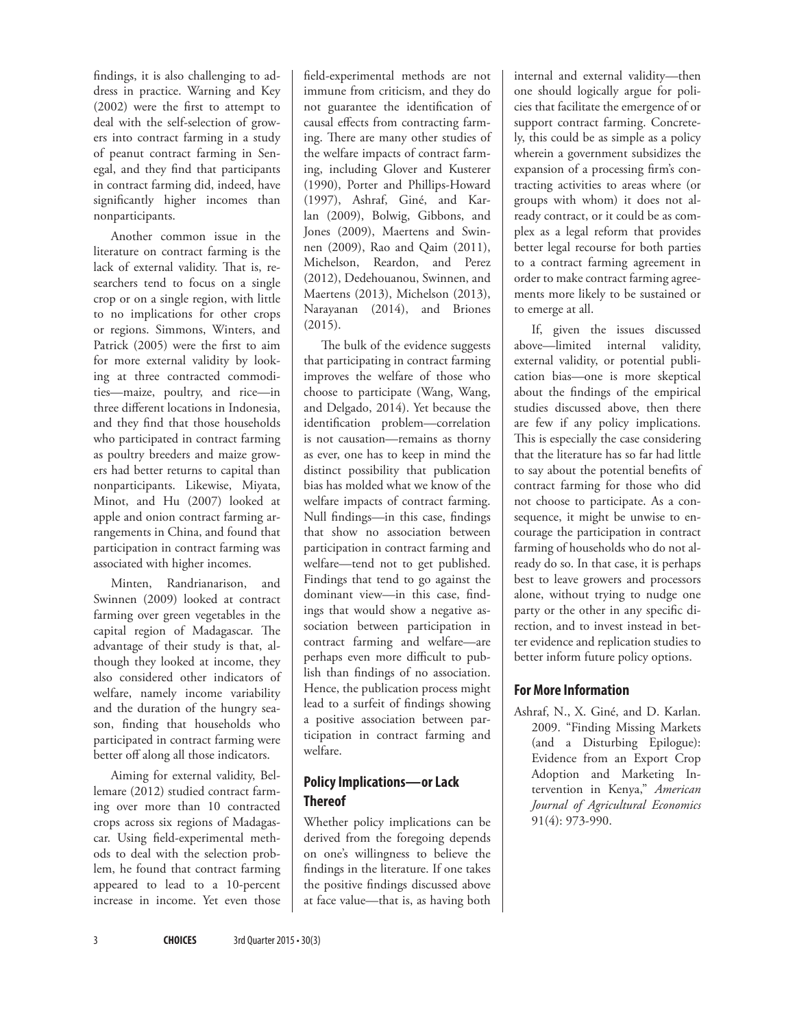findings, it is also challenging to address in practice. Warning and Key (2002) were the first to attempt to deal with the self-selection of growers into contract farming in a study of peanut contract farming in Senegal, and they find that participants in contract farming did, indeed, have significantly higher incomes than nonparticipants.

Another common issue in the literature on contract farming is the lack of external validity. That is, researchers tend to focus on a single crop or on a single region, with little to no implications for other crops or regions. Simmons, Winters, and Patrick (2005) were the first to aim for more external validity by looking at three contracted commodities—maize, poultry, and rice—in three different locations in Indonesia, and they find that those households who participated in contract farming as poultry breeders and maize growers had better returns to capital than nonparticipants. Likewise, Miyata, Minot, and Hu (2007) looked at apple and onion contract farming arrangements in China, and found that participation in contract farming was associated with higher incomes.

Minten, Randrianarison, and Swinnen (2009) looked at contract farming over green vegetables in the capital region of Madagascar. The advantage of their study is that, although they looked at income, they also considered other indicators of welfare, namely income variability and the duration of the hungry season, finding that households who participated in contract farming were better off along all those indicators.

Aiming for external validity, Bellemare (2012) studied contract farming over more than 10 contracted crops across six regions of Madagascar. Using field-experimental methods to deal with the selection problem, he found that contract farming appeared to lead to a 10-percent increase in income. Yet even those field-experimental methods are not immune from criticism, and they do not guarantee the identification of causal effects from contracting farming. There are many other studies of the welfare impacts of contract farming, including Glover and Kusterer (1990), Porter and Phillips-Howard (1997), Ashraf, Giné, and Karlan (2009), Bolwig, Gibbons, and Jones (2009), Maertens and Swinnen (2009), Rao and Qaim (2011), Michelson, Reardon, and Perez (2012), Dedehouanou, Swinnen, and Maertens (2013), Michelson (2013), Narayanan (2014), and Briones (2015).

The bulk of the evidence suggests that participating in contract farming improves the welfare of those who choose to participate (Wang, Wang, and Delgado, 2014). Yet because the identification problem—correlation is not causation—remains as thorny as ever, one has to keep in mind the distinct possibility that publication bias has molded what we know of the welfare impacts of contract farming. Null findings—in this case, findings that show no association between participation in contract farming and welfare—tend not to get published. Findings that tend to go against the dominant view—in this case, findings that would show a negative association between participation in contract farming and welfare—are perhaps even more difficult to publish than findings of no association. Hence, the publication process might lead to a surfeit of findings showing a positive association between participation in contract farming and welfare.

## Policy Implications—or Lack Thereof

Whether policy implications can be derived from the foregoing depends on one's willingness to believe the findings in the literature. If one takes the positive findings discussed above at face value—that is, as having both internal and external validity—then one should logically argue for policies that facilitate the emergence of or support contract farming. Concretely, this could be as simple as a policy wherein a government subsidizes the expansion of a processing firm's contracting activities to areas where (or groups with whom) it does not already contract, or it could be as complex as a legal reform that provides better legal recourse for both parties to a contract farming agreement in order to make contract farming agreements more likely to be sustained or to emerge at all.

If, given the issues discussed above—limited internal validity, external validity, or potential publication bias—one is more skeptical about the findings of the empirical studies discussed above, then there are few if any policy implications. This is especially the case considering that the literature has so far had little to say about the potential benefits of contract farming for those who did not choose to participate. As a consequence, it might be unwise to encourage the participation in contract farming of households who do not already do so. In that case, it is perhaps best to leave growers and processors alone, without trying to nudge one party or the other in any specific direction, and to invest instead in better evidence and replication studies to better inform future policy options.

## For More Information

Ashraf, N., X. Giné, and D. Karlan. 2009. "Finding Missing Markets (and a Disturbing Epilogue): Evidence from an Export Crop Adoption and Marketing Intervention in Kenya," *American Journal of Agricultural Economics* 91(4): 973-990.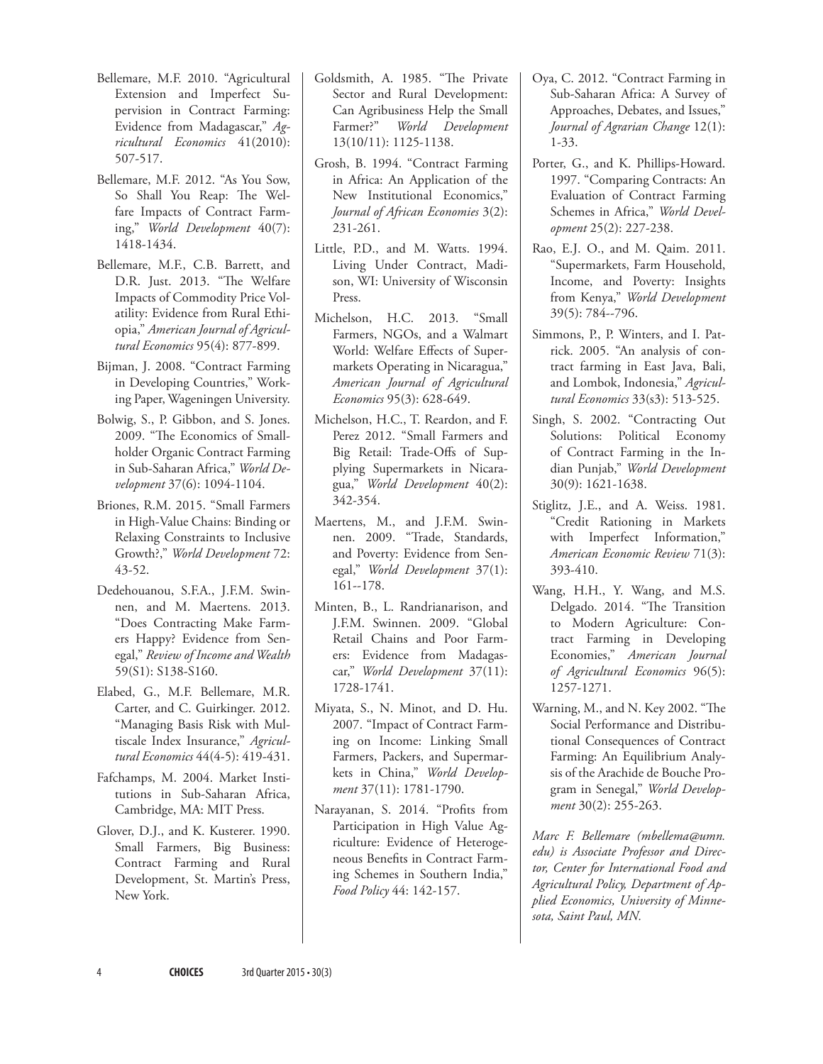Bellemare, M.F. 2010. "Agricultural Extension and Imperfect Supervision in Contract Farming: Evidence from Madagascar," *Agricultural Economics* 41(2010): 507-517.

Bellemare, M.F. 2012. "As You Sow, So Shall You Reap: The Welfare Impacts of Contract Farming," *World Development* 40(7): 1418-1434.

Bellemare, M.F., C.B. Barrett, and D.R. Just. 2013. "The Welfare Impacts of Commodity Price Volatility: Evidence from Rural Ethiopia," *American Journal of Agricultural Economics* 95(4): 877-899.

Bijman, J. 2008. "Contract Farming in Developing Countries," Working Paper, Wageningen University.

Bolwig, S., P. Gibbon, and S. Jones. 2009. "The Economics of Smallholder Organic Contract Farming in Sub-Saharan Africa," *World Development* 37(6): 1094-1104.

Briones, R.M. 2015. "Small Farmers in High-Value Chains: Binding or Relaxing Constraints to Inclusive Growth?," *World Development* 72: 43-52.

Dedehouanou, S.F.A., J.F.M. Swinnen, and M. Maertens. 2013. "Does Contracting Make Farmers Happy? Evidence from Senegal," *Review of Income and Wealth* 59(S1): S138-S160.

Elabed, G., M.F. Bellemare, M.R. Carter, and C. Guirkinger. 2012. "Managing Basis Risk with Multiscale Index Insurance," *Agricultural Economics* 44(4-5): 419-431.

Fafchamps, M. 2004. Market Institutions in Sub-Saharan Africa, Cambridge, MA: MIT Press.

Glover, D.J., and K. Kusterer. 1990. Small Farmers, Big Business: Contract Farming and Rural Development, St. Martin's Press, New York.

Goldsmith, A. 1985. "The Private Sector and Rural Development: Can Agribusiness Help the Small Farmer?" *World Development* 13(10/11): 1125-1138.

Grosh, B. 1994. "Contract Farming in Africa: An Application of the New Institutional Economics," *Journal of African Economies* 3(2): 231-261.

Little, P.D., and M. Watts. 1994. Living Under Contract, Madison, WI: University of Wisconsin Press.

Michelson, H.C. 2013. "Small Farmers, NGOs, and a Walmart World: Welfare Effects of Supermarkets Operating in Nicaragua," *American Journal of Agricultural Economics* 95(3): 628-649.

Michelson, H.C., T. Reardon, and F. Perez 2012. "Small Farmers and Big Retail: Trade-Offs of Supplying Supermarkets in Nicaragua," *World Development* 40(2): 342-354.

Maertens, M., and J.F.M. Swinnen. 2009. "Trade, Standards, and Poverty: Evidence from Senegal," *World Development* 37(1): 161--178.

Minten, B., L. Randrianarison, and J.F.M. Swinnen. 2009. "Global Retail Chains and Poor Farmers: Evidence from Madagascar," *World Development* 37(11): 1728-1741.

Miyata, S., N. Minot, and D. Hu. 2007. "Impact of Contract Farming on Income: Linking Small Farmers, Packers, and Supermarkets in China," *World Development* 37(11): 1781-1790.

Narayanan, S. 2014. "Profits from Participation in High Value Agriculture: Evidence of Heterogeneous Benefits in Contract Farming Schemes in Southern India," *Food Policy* 44: 142-157.

Oya, C. 2012. "Contract Farming in Sub-Saharan Africa: A Survey of Approaches, Debates, and Issues," *Journal of Agrarian Change* 12(1): 1-33.

Porter, G., and K. Phillips-Howard. 1997. "Comparing Contracts: An Evaluation of Contract Farming Schemes in Africa," *World Development* 25(2): 227-238.

Rao, E.J. O., and M. Qaim. 2011. "Supermarkets, Farm Household, Income, and Poverty: Insights from Kenya," *World Development* 39(5): 784--796.

Simmons, P., P. Winters, and I. Patrick. 2005. "An analysis of contract farming in East Java, Bali, and Lombok, Indonesia," *Agricultural Economics* 33(s3): 513-525.

Singh, S. 2002. "Contracting Out Solutions: Political Economy of Contract Farming in the Indian Punjab," *World Development* 30(9): 1621-1638.

Stiglitz, J.E., and A. Weiss. 1981. "Credit Rationing in Markets with Imperfect Information," *American Economic Review* 71(3): 393-410.

Wang, H.H., Y. Wang, and M.S. Delgado. 2014. "The Transition to Modern Agriculture: Contract Farming in Developing Economies," *American Journal of Agricultural Economics* 96(5): 1257-1271.

Warning, M., and N. Key 2002. "The Social Performance and Distributional Consequences of Contract Farming: An Equilibrium Analysis of the Arachide de Bouche Program in Senegal," *World Development* 30(2): 255-263.

*Marc F. Bellemare (mbellema@umn.edu) is Associate Professor and Director, Center for International Food and Agricultural Policy, Department of Applied Economics, University of Minnesota, Saint Paul, MN.*